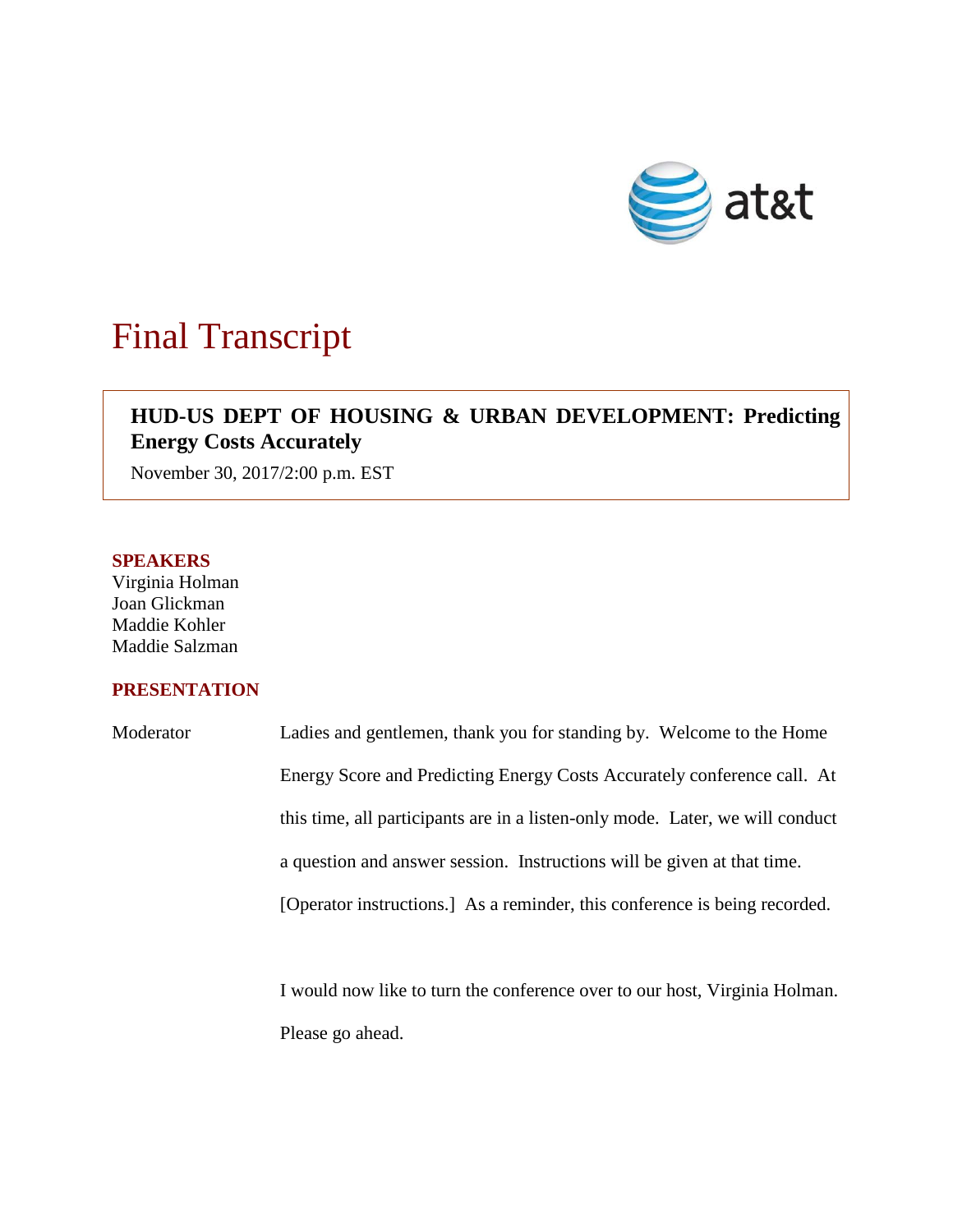at&t

# Final Transcript

**HUD-US DEPT OF HOUSING & URBAN DEVELOPMENT: Predicting Energy Costs Accurately**

November 30, 2017/2:00 p.m. EST

## SPEAKERS

Virginia Holman
Joan Glickman
Maddie Kohler
Maddie Salzman

## PRESENTATION

Moderator Ladies and gentlemen, thank you for standing by. Welcome to the Home Energy Score and Predicting Energy Costs Accurately conference call. At this time, all participants are in a listen-only mode. Later, we will conduct a question and answer session. Instructions will be given at that time. [Operator instructions.] As a reminder, this conference is being recorded.

I would now like to turn the conference over to our host, Virginia Holman. Please go ahead.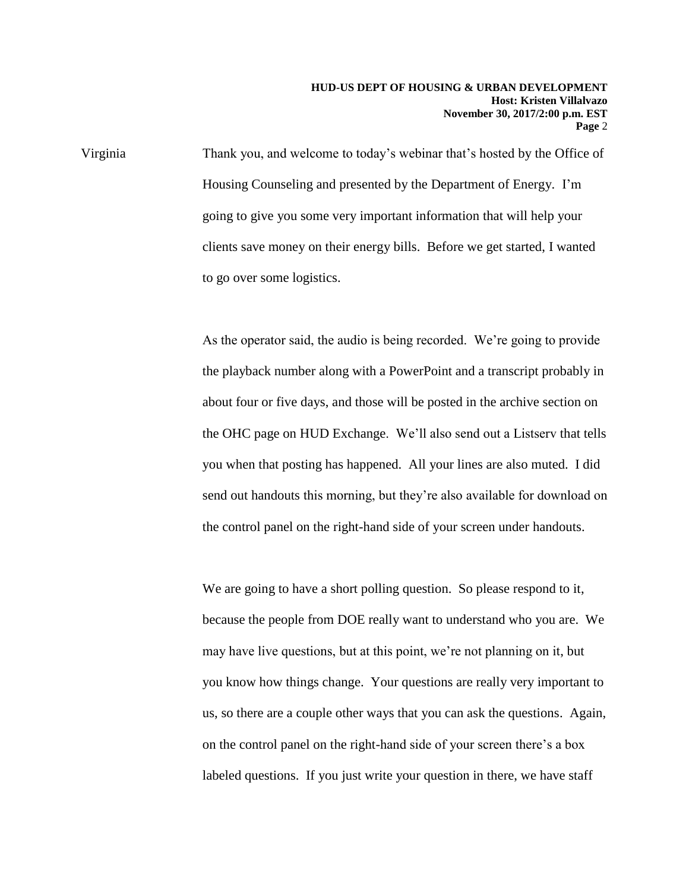Virginia Thank you, and welcome to today's webinar that's hosted by the Office of Housing Counseling and presented by the Department of Energy. I'm going to give you some very important information that will help your clients save money on their energy bills. Before we get started, I wanted to go over some logistics.

As the operator said, the audio is being recorded. We're going to provide the playback number along with a PowerPoint and a transcript probably in about four or five days, and those will be posted in the archive section on the OHC page on HUD Exchange. We'll also send out a Listserv that tells you when that posting has happened. All your lines are also muted. I did send out handouts this morning, but they're also available for download on the control panel on the right-hand side of your screen under handouts.

We are going to have a short polling question. So please respond to it, because the people from DOE really want to understand who you are. We may have live questions, but at this point, we're not planning on it, but you know how things change. Your questions are really very important to us, so there are a couple other ways that you can ask the questions. Again, on the control panel on the right-hand side of your screen there's a box labeled questions. If you just write your question in there, we have staff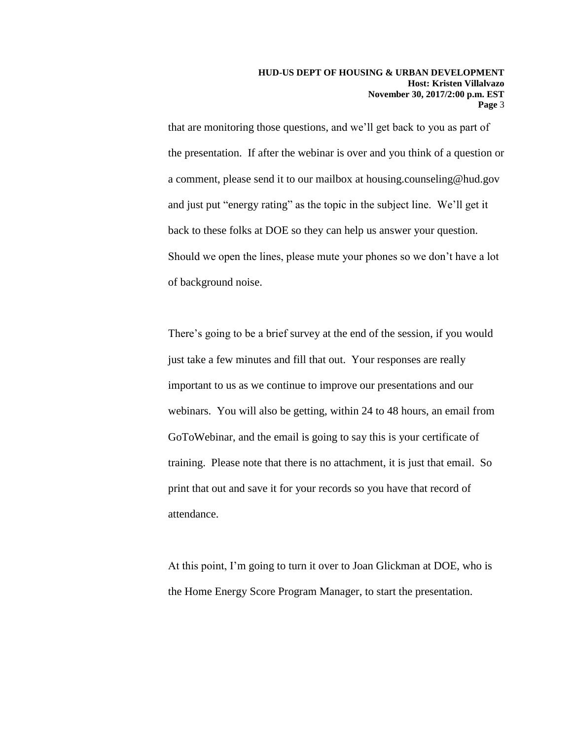that are monitoring those questions, and we'll get back to you as part of the presentation. If after the webinar is over and you think of a question or a comment, please send it to our mailbox at housing.counseling@hud.gov and just put "energy rating" as the topic in the subject line. We'll get it back to these folks at DOE so they can help us answer your question. Should we open the lines, please mute your phones so we don't have a lot of background noise.

There's going to be a brief survey at the end of the session, if you would just take a few minutes and fill that out. Your responses are really important to us as we continue to improve our presentations and our webinars. You will also be getting, within 24 to 48 hours, an email from GoToWebinar, and the email is going to say this is your certificate of training. Please note that there is no attachment, it is just that email. So print that out and save it for your records so you have that record of attendance.

At this point, I'm going to turn it over to Joan Glickman at DOE, who is the Home Energy Score Program Manager, to start the presentation.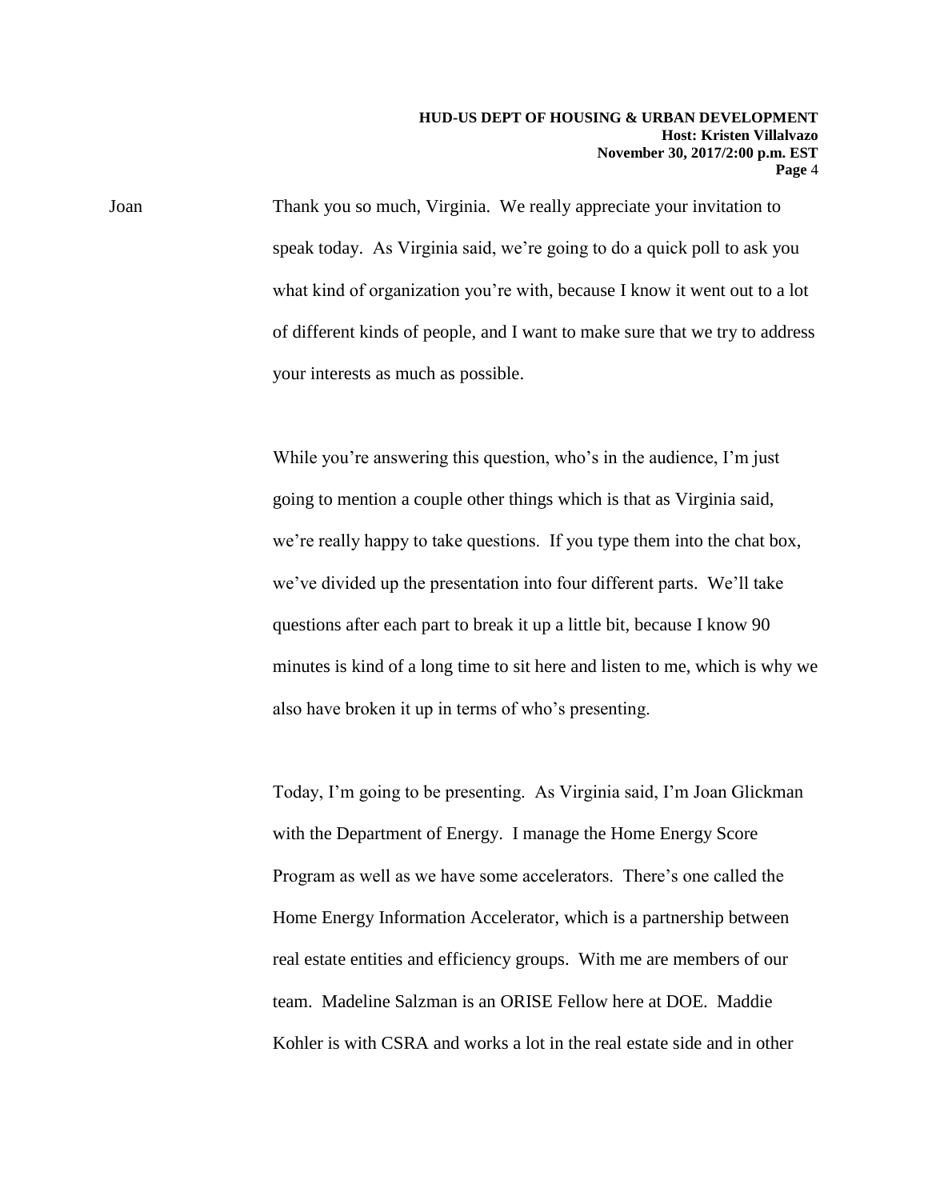Joan Thank you so much, Virginia. We really appreciate your invitation to speak today. As Virginia said, we're going to do a quick poll to ask you what kind of organization you're with, because I know it went out to a lot of different kinds of people, and I want to make sure that we try to address your interests as much as possible.

While you're answering this question, who's in the audience, I'm just going to mention a couple other things which is that as Virginia said, we're really happy to take questions. If you type them into the chat box, we've divided up the presentation into four different parts. We'll take questions after each part to break it up a little bit, because I know 90 minutes is kind of a long time to sit here and listen to me, which is why we also have broken it up in terms of who's presenting.

Today, I'm going to be presenting. As Virginia said, I'm Joan Glickman with the Department of Energy. I manage the Home Energy Score Program as well as we have some accelerators. There's one called the Home Energy Information Accelerator, which is a partnership between real estate entities and efficiency groups. With me are members of our team. Madeline Salzman is an ORISE Fellow here at DOE. Maddie Kohler is with CSRA and works a lot in the real estate side and in other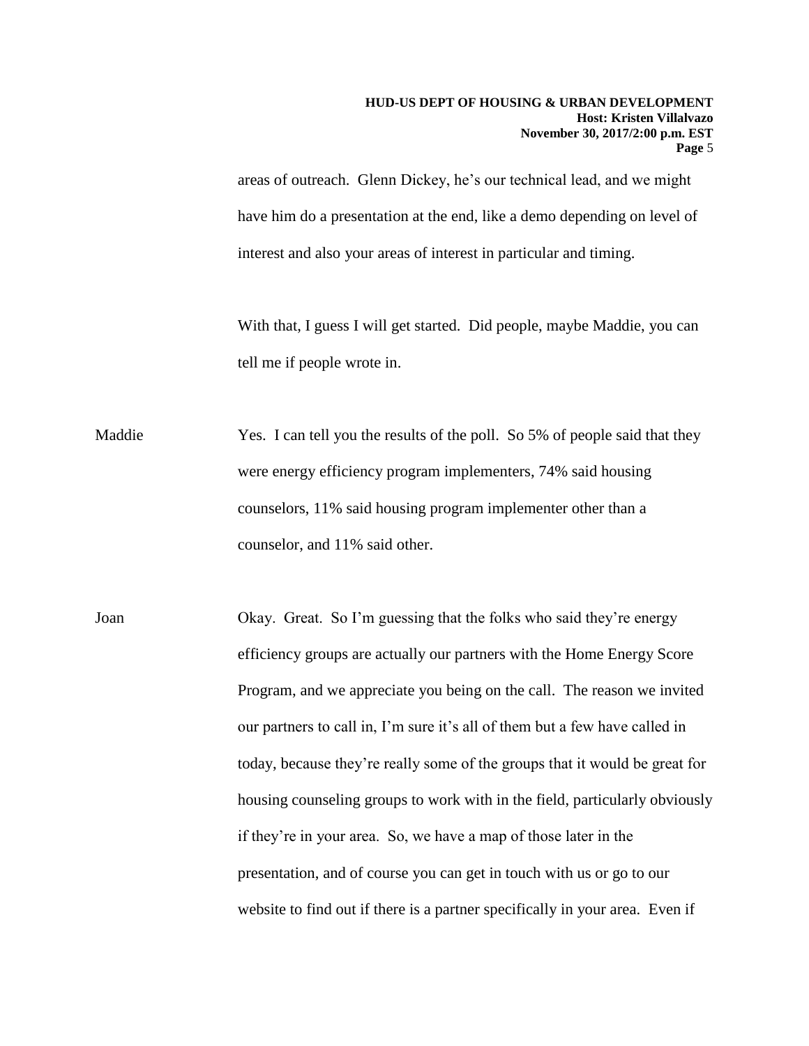areas of outreach. Glenn Dickey, he's our technical lead, and we might have him do a presentation at the end, like a demo depending on level of interest and also your areas of interest in particular and timing.

With that, I guess I will get started. Did people, maybe Maddie, you can tell me if people wrote in.

Maddie Yes. I can tell you the results of the poll. So 5% of people said that they were energy efficiency program implementers, 74% said housing counselors, 11% said housing program implementer other than a counselor, and 11% said other.

Joan Okay. Great. So I'm guessing that the folks who said they're energy efficiency groups are actually our partners with the Home Energy Score Program, and we appreciate you being on the call. The reason we invited our partners to call in, I'm sure it's all of them but a few have called in today, because they're really some of the groups that it would be great for housing counseling groups to work with in the field, particularly obviously if they're in your area. So, we have a map of those later in the presentation, and of course you can get in touch with us or go to our website to find out if there is a partner specifically in your area. Even if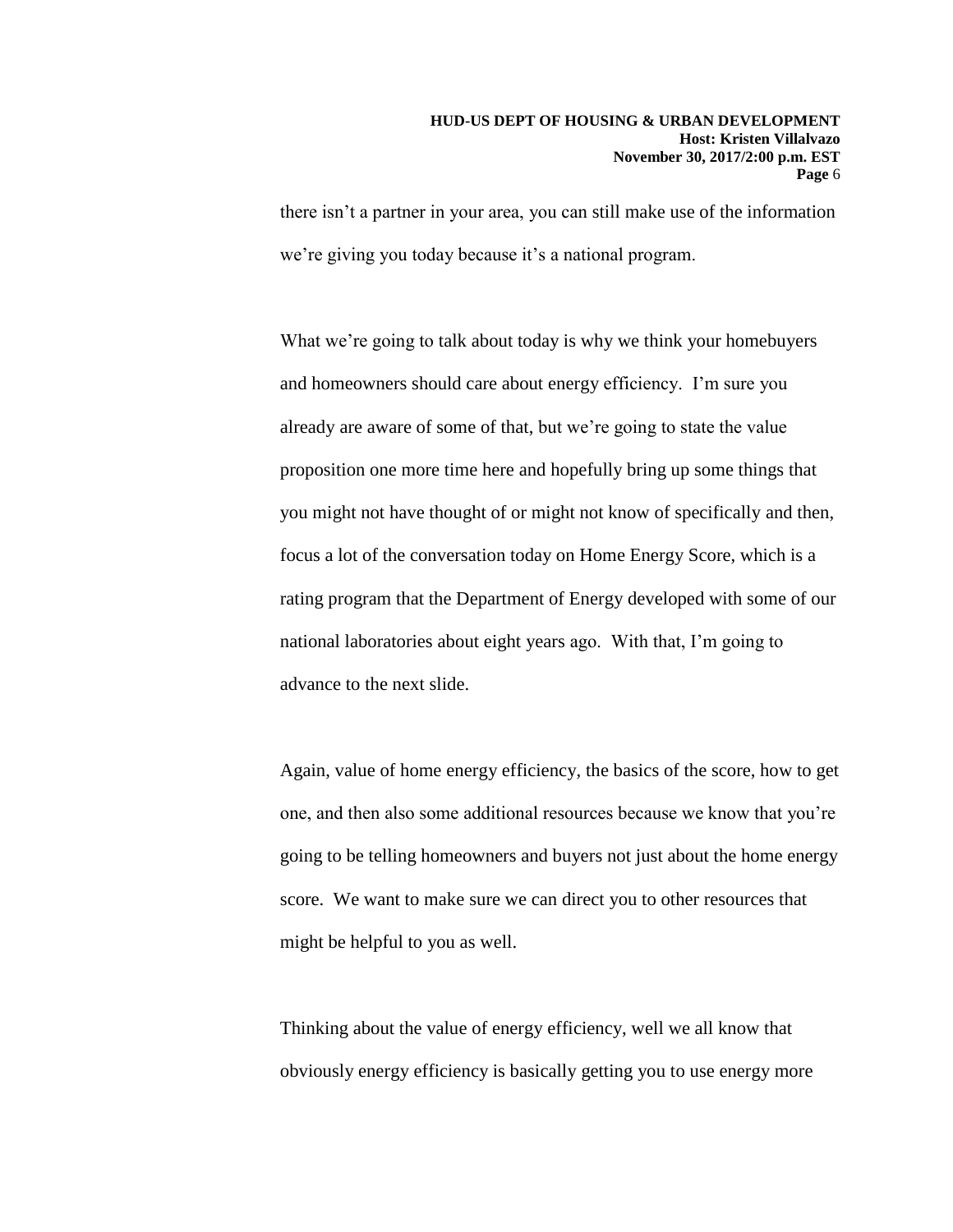there isn't a partner in your area, you can still make use of the information we're giving you today because it's a national program.

What we're going to talk about today is why we think your homebuyers and homeowners should care about energy efficiency. I'm sure you already are aware of some of that, but we're going to state the value proposition one more time here and hopefully bring up some things that you might not have thought of or might not know of specifically and then, focus a lot of the conversation today on Home Energy Score, which is a rating program that the Department of Energy developed with some of our national laboratories about eight years ago. With that, I'm going to advance to the next slide.

Again, value of home energy efficiency, the basics of the score, how to get one, and then also some additional resources because we know that you're going to be telling homeowners and buyers not just about the home energy score. We want to make sure we can direct you to other resources that might be helpful to you as well.

Thinking about the value of energy efficiency, well we all know that obviously energy efficiency is basically getting you to use energy more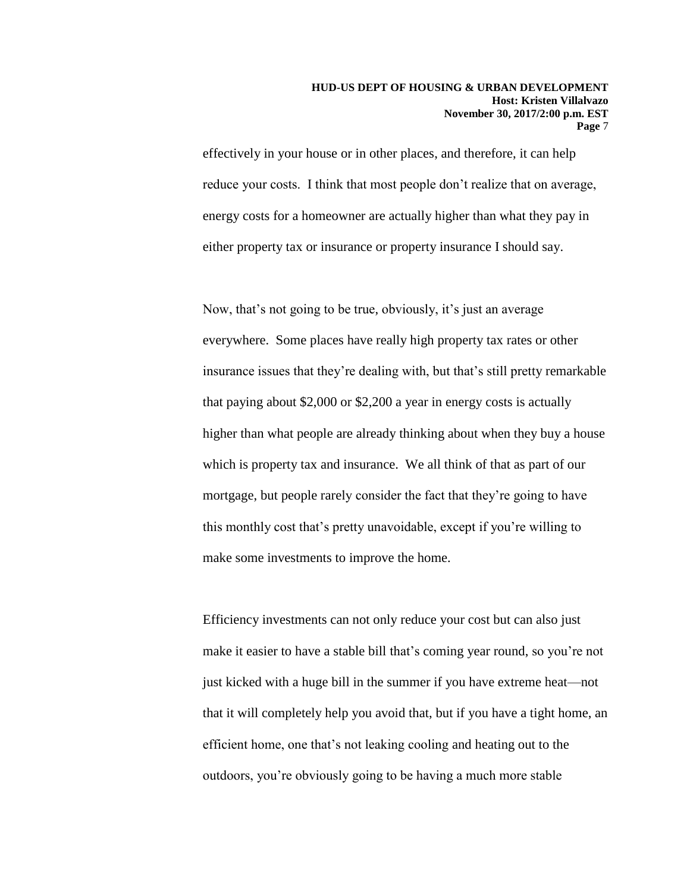effectively in your house or in other places, and therefore, it can help reduce your costs. I think that most people don't realize that on average, energy costs for a homeowner are actually higher than what they pay in either property tax or insurance or property insurance I should say.

Now, that's not going to be true, obviously, it's just an average everywhere. Some places have really high property tax rates or other insurance issues that they're dealing with, but that's still pretty remarkable that paying about $2,000 or $2,200 a year in energy costs is actually higher than what people are already thinking about when they buy a house which is property tax and insurance. We all think of that as part of our mortgage, but people rarely consider the fact that they're going to have this monthly cost that's pretty unavoidable, except if you're willing to make some investments to improve the home.

Efficiency investments can not only reduce your cost but can also just make it easier to have a stable bill that's coming year round, so you're not just kicked with a huge bill in the summer if you have extreme heat—not that it will completely help you avoid that, but if you have a tight home, an efficient home, one that's not leaking cooling and heating out to the outdoors, you're obviously going to be having a much more stable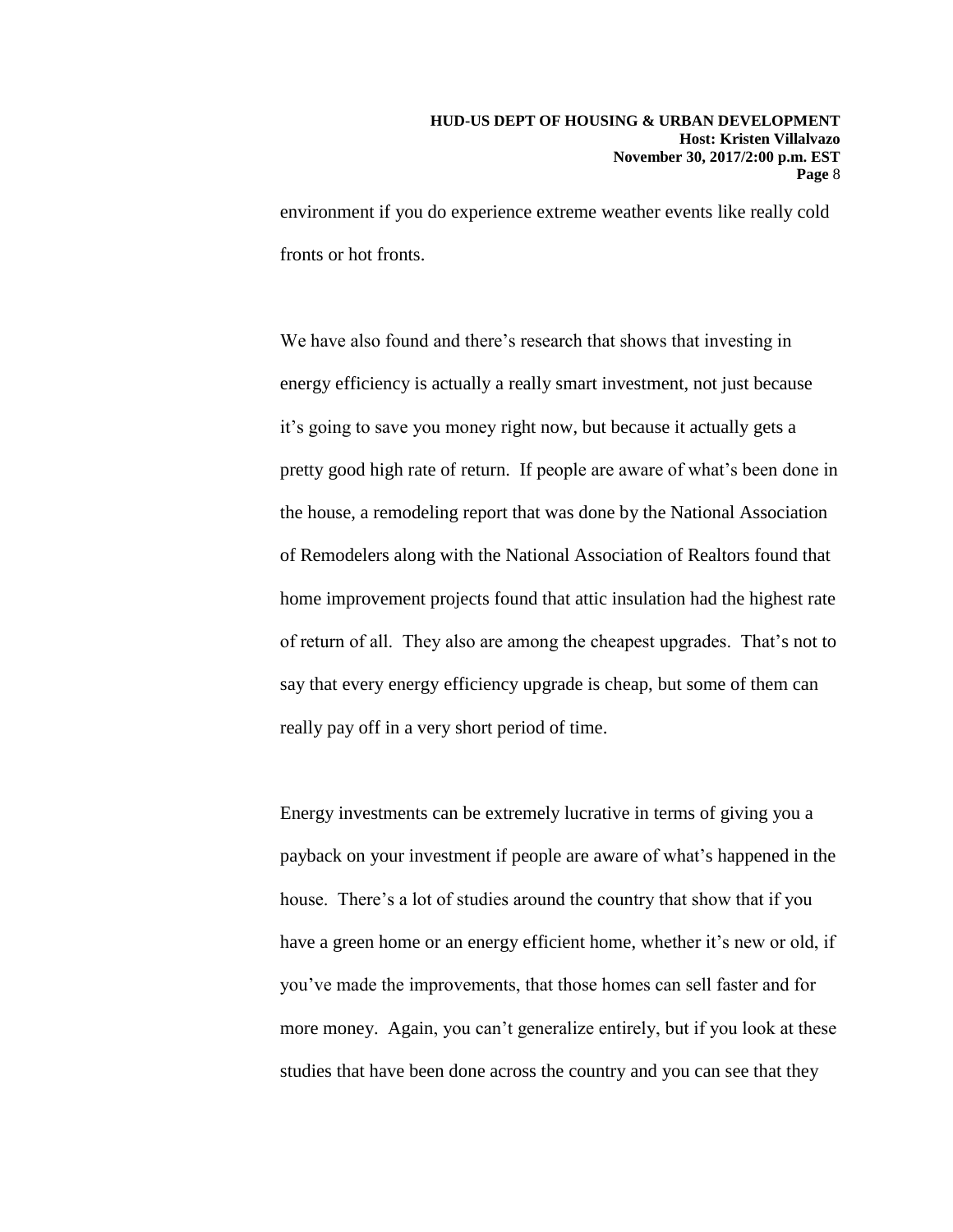environment if you do experience extreme weather events like really cold fronts or hot fronts.

We have also found and there's research that shows that investing in energy efficiency is actually a really smart investment, not just because it's going to save you money right now, but because it actually gets a pretty good high rate of return. If people are aware of what's been done in the house, a remodeling report that was done by the National Association of Remodelers along with the National Association of Realtors found that home improvement projects found that attic insulation had the highest rate of return of all. They also are among the cheapest upgrades. That's not to say that every energy efficiency upgrade is cheap, but some of them can really pay off in a very short period of time.

Energy investments can be extremely lucrative in terms of giving you a payback on your investment if people are aware of what's happened in the house. There's a lot of studies around the country that show that if you have a green home or an energy efficient home, whether it's new or old, if you've made the improvements, that those homes can sell faster and for more money. Again, you can't generalize entirely, but if you look at these studies that have been done across the country and you can see that they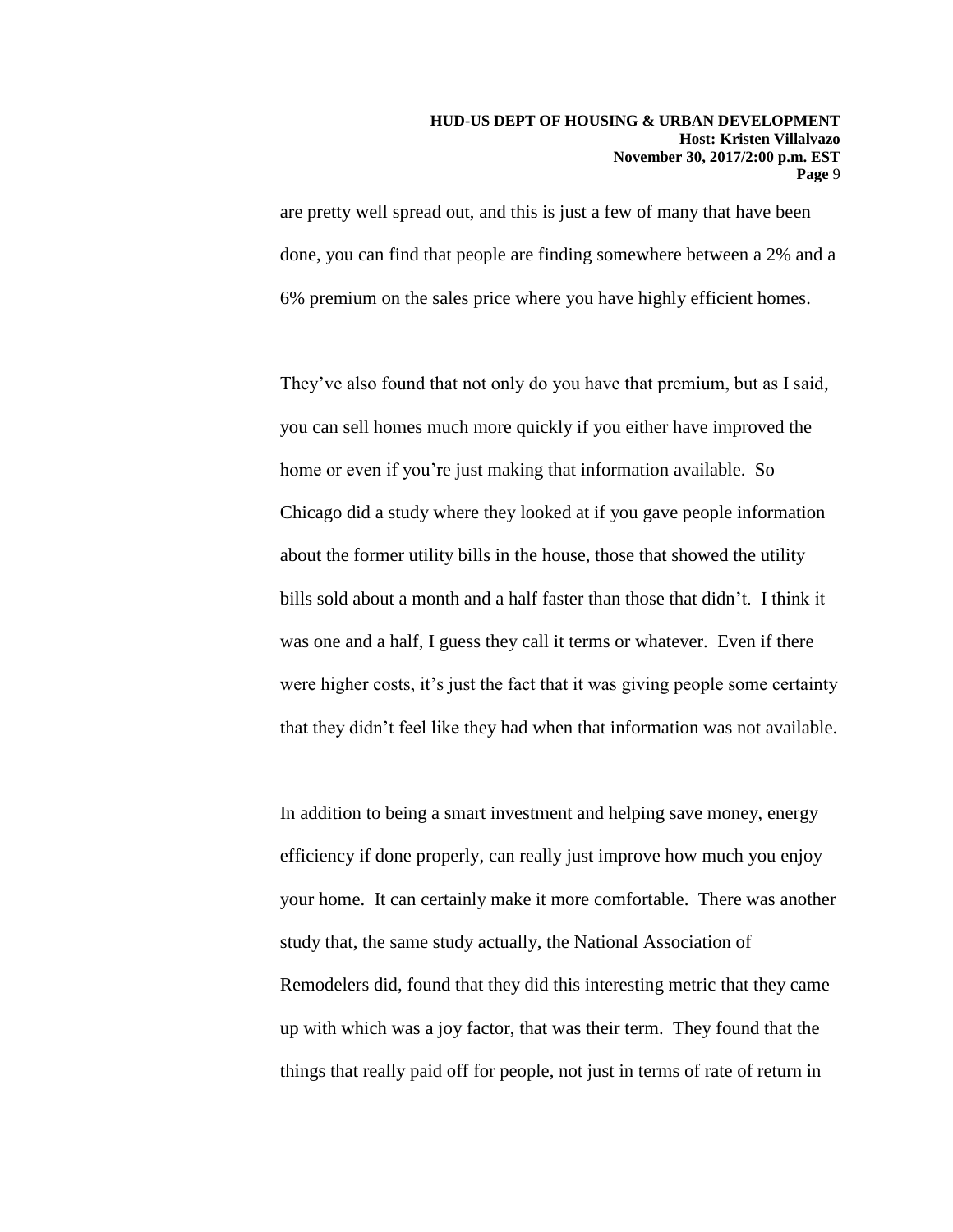are pretty well spread out, and this is just a few of many that have been done, you can find that people are finding somewhere between a 2% and a 6% premium on the sales price where you have highly efficient homes.

They've also found that not only do you have that premium, but as I said, you can sell homes much more quickly if you either have improved the home or even if you're just making that information available. So Chicago did a study where they looked at if you gave people information about the former utility bills in the house, those that showed the utility bills sold about a month and a half faster than those that didn't. I think it was one and a half, I guess they call it terms or whatever. Even if there were higher costs, it's just the fact that it was giving people some certainty that they didn't feel like they had when that information was not available.

In addition to being a smart investment and helping save money, energy efficiency if done properly, can really just improve how much you enjoy your home. It can certainly make it more comfortable. There was another study that, the same study actually, the National Association of Remodelers did, found that they did this interesting metric that they came up with which was a joy factor, that was their term. They found that the things that really paid off for people, not just in terms of rate of return in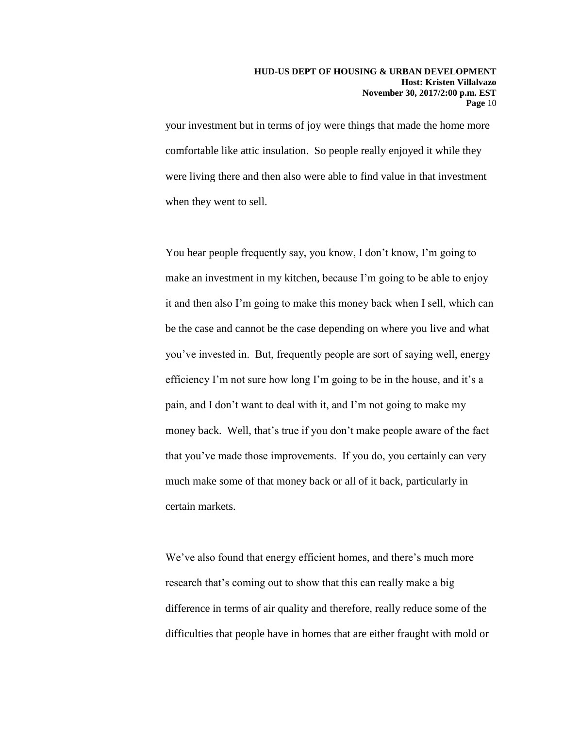your investment but in terms of joy were things that made the home more comfortable like attic insulation. So people really enjoyed it while they were living there and then also were able to find value in that investment when they went to sell.

You hear people frequently say, you know, I don't know, I'm going to make an investment in my kitchen, because I'm going to be able to enjoy it and then also I'm going to make this money back when I sell, which can be the case and cannot be the case depending on where you live and what you've invested in. But, frequently people are sort of saying well, energy efficiency I'm not sure how long I'm going to be in the house, and it's a pain, and I don't want to deal with it, and I'm not going to make my money back. Well, that's true if you don't make people aware of the fact that you've made those improvements. If you do, you certainly can very much make some of that money back or all of it back, particularly in certain markets.

We've also found that energy efficient homes, and there's much more research that's coming out to show that this can really make a big difference in terms of air quality and therefore, really reduce some of the difficulties that people have in homes that are either fraught with mold or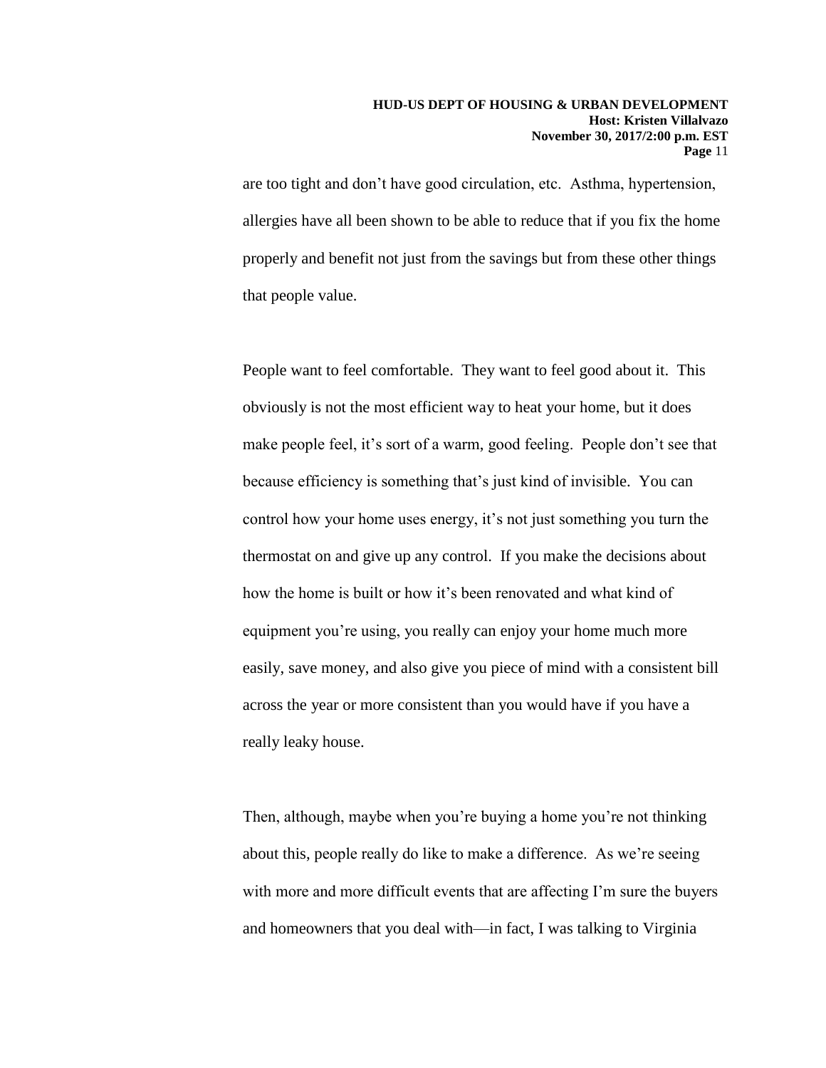are too tight and don't have good circulation, etc. Asthma, hypertension, allergies have all been shown to be able to reduce that if you fix the home properly and benefit not just from the savings but from these other things that people value.

People want to feel comfortable. They want to feel good about it. This obviously is not the most efficient way to heat your home, but it does make people feel, it's sort of a warm, good feeling. People don't see that because efficiency is something that's just kind of invisible. You can control how your home uses energy, it's not just something you turn the thermostat on and give up any control. If you make the decisions about how the home is built or how it's been renovated and what kind of equipment you're using, you really can enjoy your home much more easily, save money, and also give you piece of mind with a consistent bill across the year or more consistent than you would have if you have a really leaky house.

Then, although, maybe when you're buying a home you're not thinking about this, people really do like to make a difference. As we're seeing with more and more difficult events that are affecting I'm sure the buyers and homeowners that you deal with—in fact, I was talking to Virginia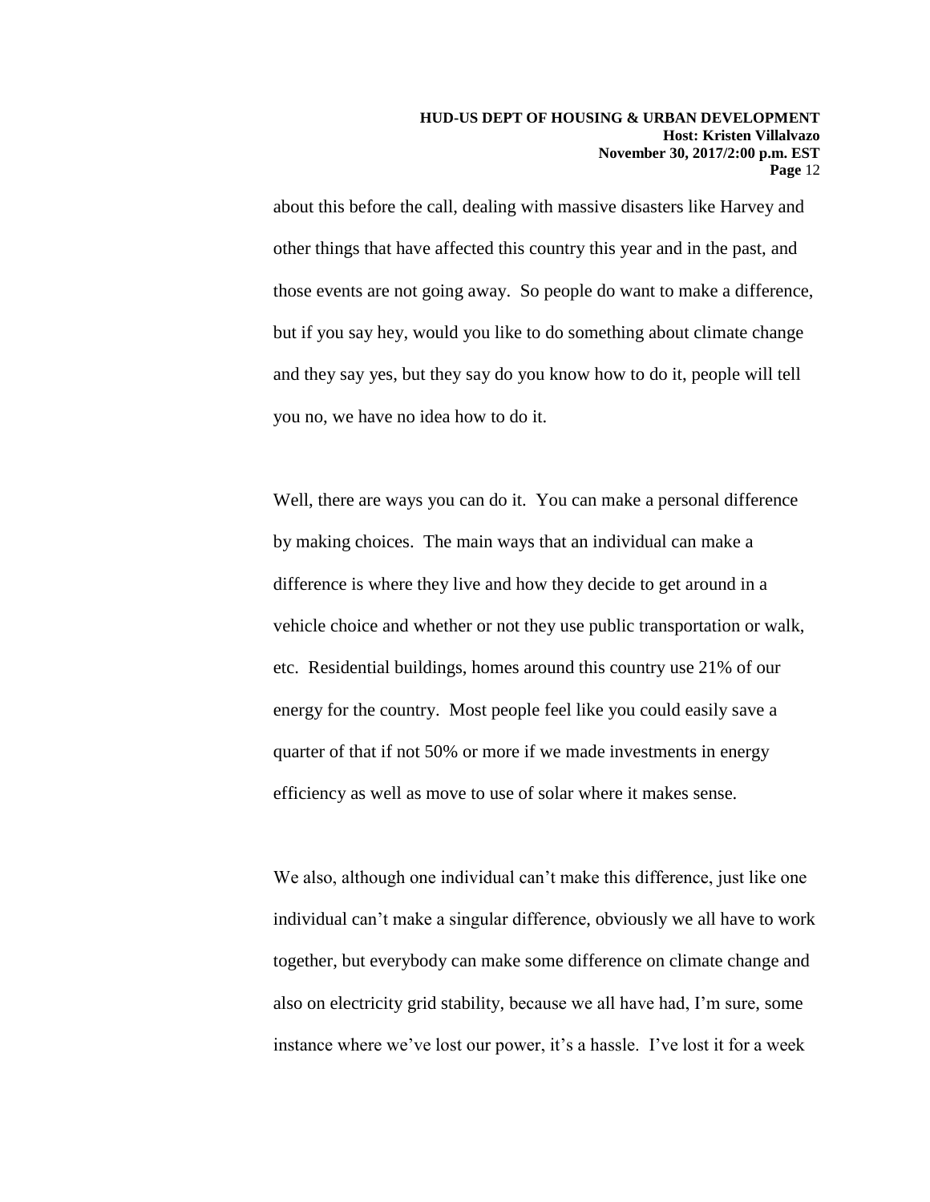about this before the call, dealing with massive disasters like Harvey and other things that have affected this country this year and in the past, and those events are not going away. So people do want to make a difference, but if you say hey, would you like to do something about climate change and they say yes, but they say do you know how to do it, people will tell you no, we have no idea how to do it.

Well, there are ways you can do it. You can make a personal difference by making choices. The main ways that an individual can make a difference is where they live and how they decide to get around in a vehicle choice and whether or not they use public transportation or walk, etc. Residential buildings, homes around this country use 21% of our energy for the country. Most people feel like you could easily save a quarter of that if not 50% or more if we made investments in energy efficiency as well as move to use of solar where it makes sense.

We also, although one individual can't make this difference, just like one individual can't make a singular difference, obviously we all have to work together, but everybody can make some difference on climate change and also on electricity grid stability, because we all have had, I'm sure, some instance where we've lost our power, it's a hassle. I've lost it for a week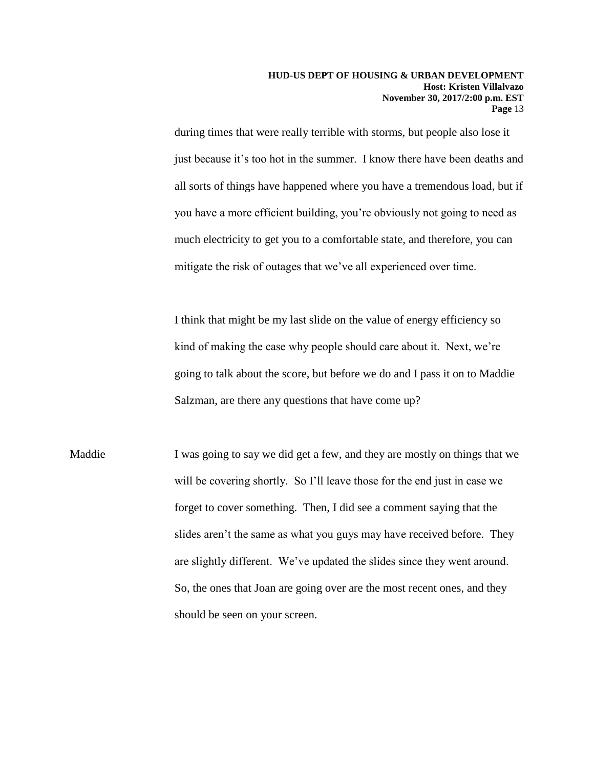during times that were really terrible with storms, but people also lose it just because it's too hot in the summer. I know there have been deaths and all sorts of things have happened where you have a tremendous load, but if you have a more efficient building, you're obviously not going to need as much electricity to get you to a comfortable state, and therefore, you can mitigate the risk of outages that we've all experienced over time.

I think that might be my last slide on the value of energy efficiency so kind of making the case why people should care about it. Next, we're going to talk about the score, but before we do and I pass it on to Maddie Salzman, are there any questions that have come up?

Maddie I was going to say we did get a few, and they are mostly on things that we will be covering shortly. So I'll leave those for the end just in case we forget to cover something. Then, I did see a comment saying that the slides aren't the same as what you guys may have received before. They are slightly different. We've updated the slides since they went around. So, the ones that Joan are going over are the most recent ones, and they should be seen on your screen.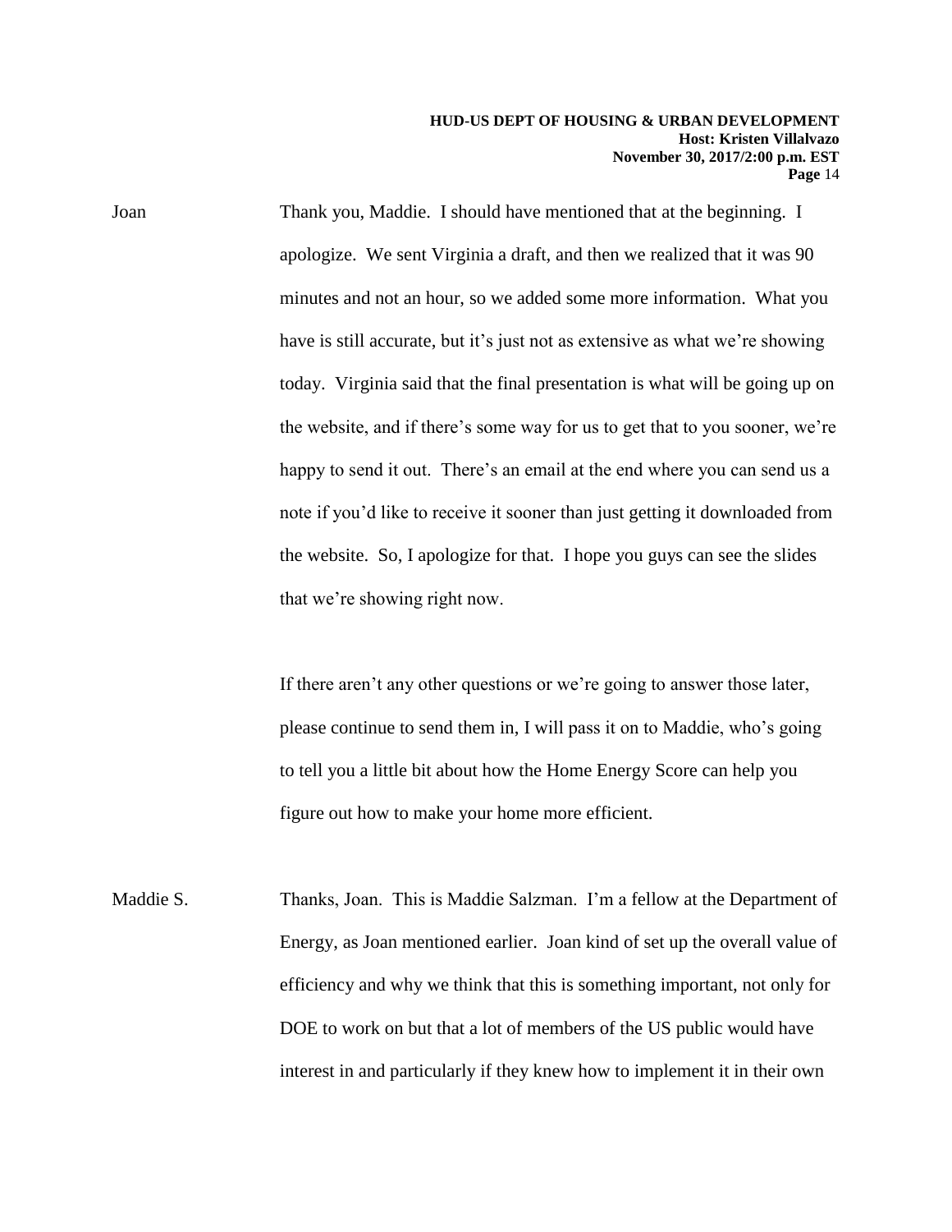Joan Thank you, Maddie. I should have mentioned that at the beginning. I apologize. We sent Virginia a draft, and then we realized that it was 90 minutes and not an hour, so we added some more information. What you have is still accurate, but it's just not as extensive as what we're showing today. Virginia said that the final presentation is what will be going up on the website, and if there's some way for us to get that to you sooner, we're happy to send it out. There's an email at the end where you can send us a note if you'd like to receive it sooner than just getting it downloaded from the website. So, I apologize for that. I hope you guys can see the slides that we're showing right now.

If there aren't any other questions or we're going to answer those later, please continue to send them in, I will pass it on to Maddie, who's going to tell you a little bit about how the Home Energy Score can help you figure out how to make your home more efficient.

Maddie S. Thanks, Joan. This is Maddie Salzman. I'm a fellow at the Department of Energy, as Joan mentioned earlier. Joan kind of set up the overall value of efficiency and why we think that this is something important, not only for DOE to work on but that a lot of members of the US public would have interest in and particularly if they knew how to implement it in their own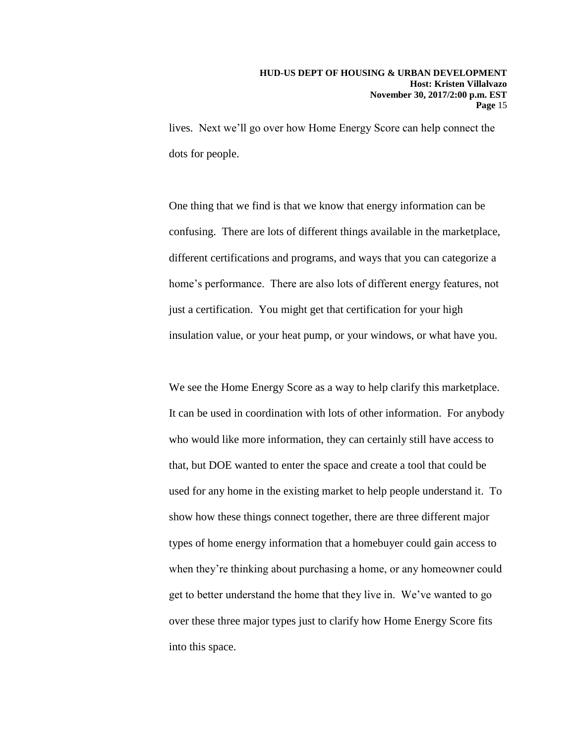lives. Next we'll go over how Home Energy Score can help connect the dots for people.

One thing that we find is that we know that energy information can be confusing. There are lots of different things available in the marketplace, different certifications and programs, and ways that you can categorize a home's performance. There are also lots of different energy features, not just a certification. You might get that certification for your high insulation value, or your heat pump, or your windows, or what have you.

We see the Home Energy Score as a way to help clarify this marketplace. It can be used in coordination with lots of other information. For anybody who would like more information, they can certainly still have access to that, but DOE wanted to enter the space and create a tool that could be used for any home in the existing market to help people understand it. To show how these things connect together, there are three different major types of home energy information that a homebuyer could gain access to when they're thinking about purchasing a home, or any homeowner could get to better understand the home that they live in. We've wanted to go over these three major types just to clarify how Home Energy Score fits into this space.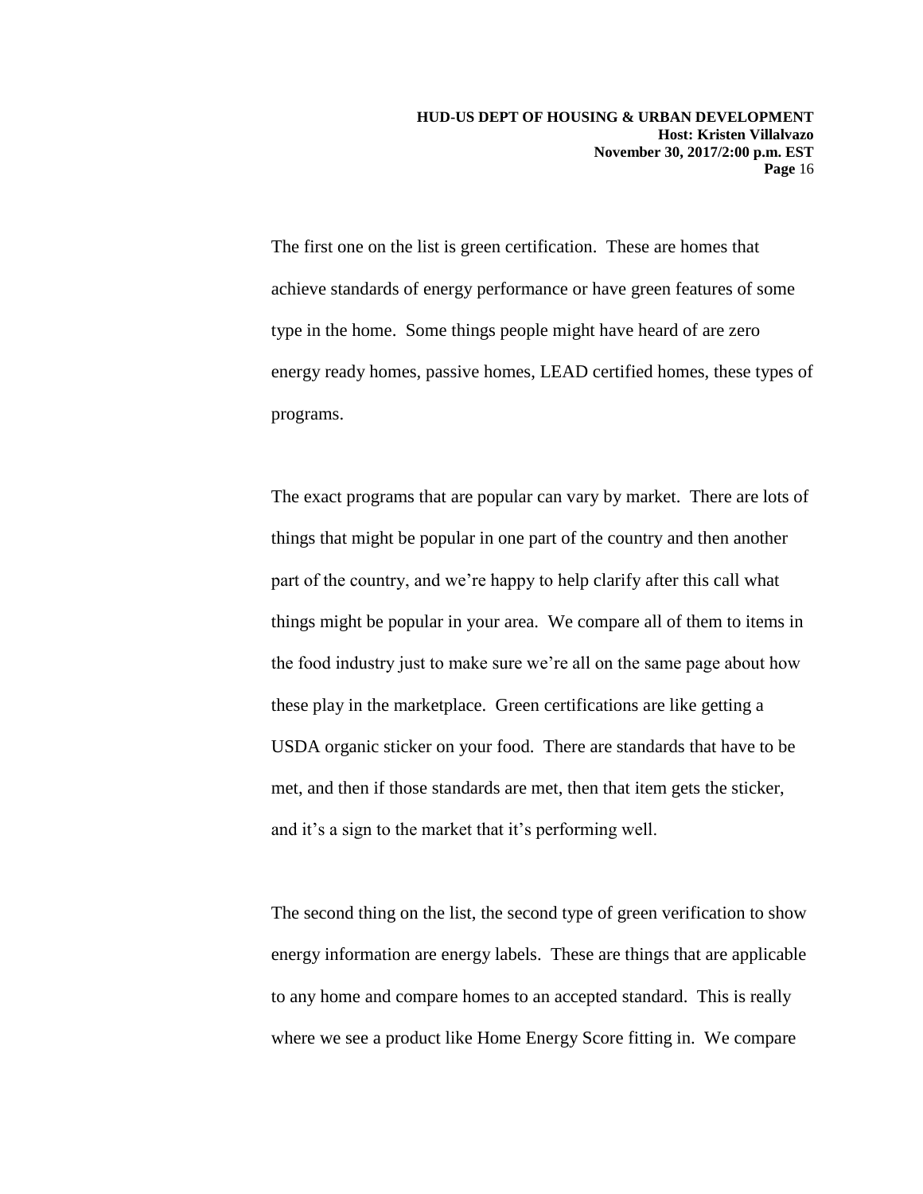The first one on the list is green certification. These are homes that achieve standards of energy performance or have green features of some type in the home. Some things people might have heard of are zero energy ready homes, passive homes, LEAD certified homes, these types of programs.

The exact programs that are popular can vary by market. There are lots of things that might be popular in one part of the country and then another part of the country, and we're happy to help clarify after this call what things might be popular in your area. We compare all of them to items in the food industry just to make sure we're all on the same page about how these play in the marketplace. Green certifications are like getting a USDA organic sticker on your food. There are standards that have to be met, and then if those standards are met, then that item gets the sticker, and it's a sign to the market that it's performing well.

The second thing on the list, the second type of green verification to show energy information are energy labels. These are things that are applicable to any home and compare homes to an accepted standard. This is really where we see a product like Home Energy Score fitting in. We compare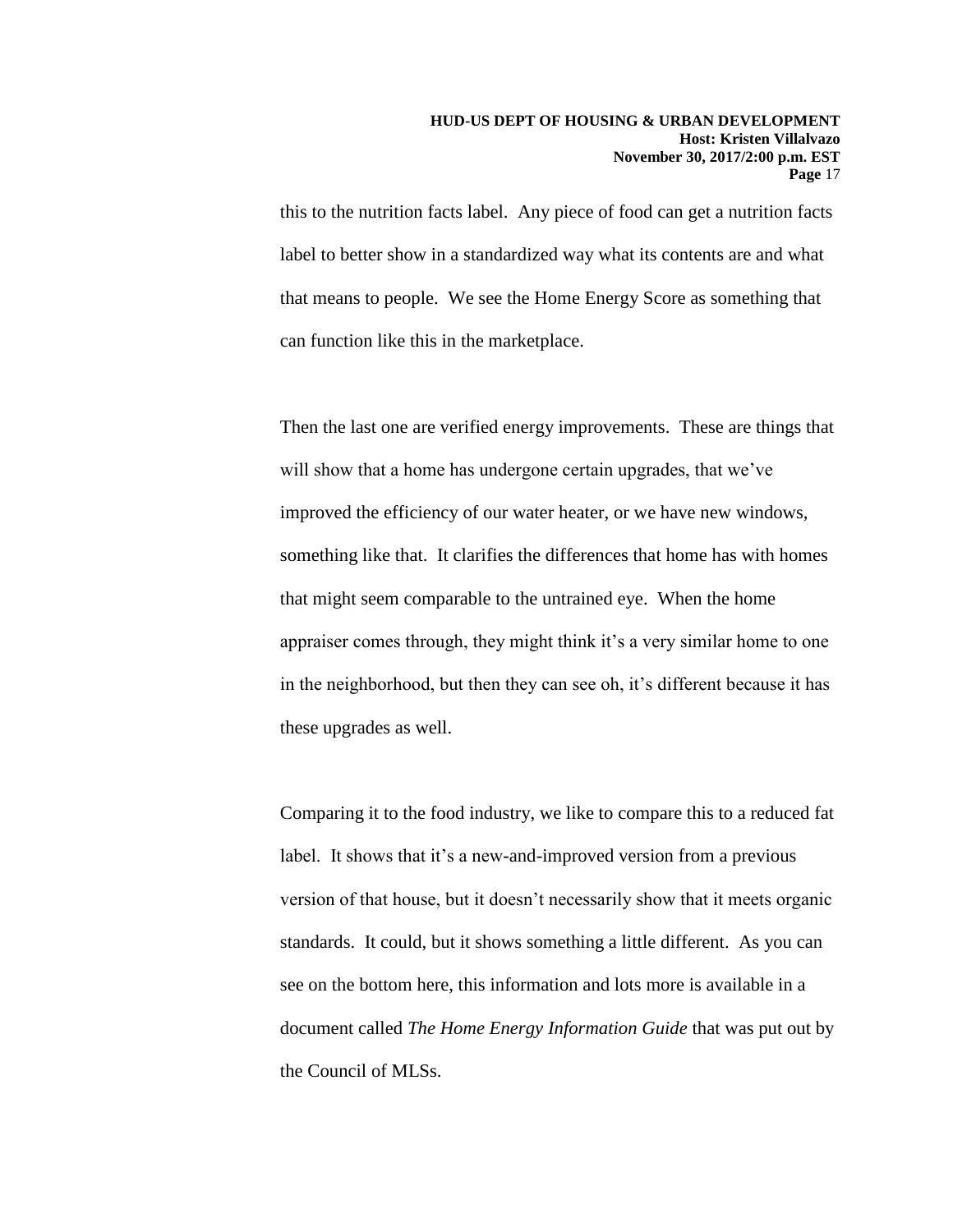this to the nutrition facts label. Any piece of food can get a nutrition facts label to better show in a standardized way what its contents are and what that means to people. We see the Home Energy Score as something that can function like this in the marketplace.

Then the last one are verified energy improvements. These are things that will show that a home has undergone certain upgrades, that we've improved the efficiency of our water heater, or we have new windows, something like that. It clarifies the differences that home has with homes that might seem comparable to the untrained eye. When the home appraiser comes through, they might think it's a very similar home to one in the neighborhood, but then they can see oh, it's different because it has these upgrades as well.

Comparing it to the food industry, we like to compare this to a reduced fat label. It shows that it's a new-and-improved version from a previous version of that house, but it doesn't necessarily show that it meets organic standards. It could, but it shows something a little different. As you can see on the bottom here, this information and lots more is available in a document called *The Home Energy Information Guide* that was put out by the Council of MLSs.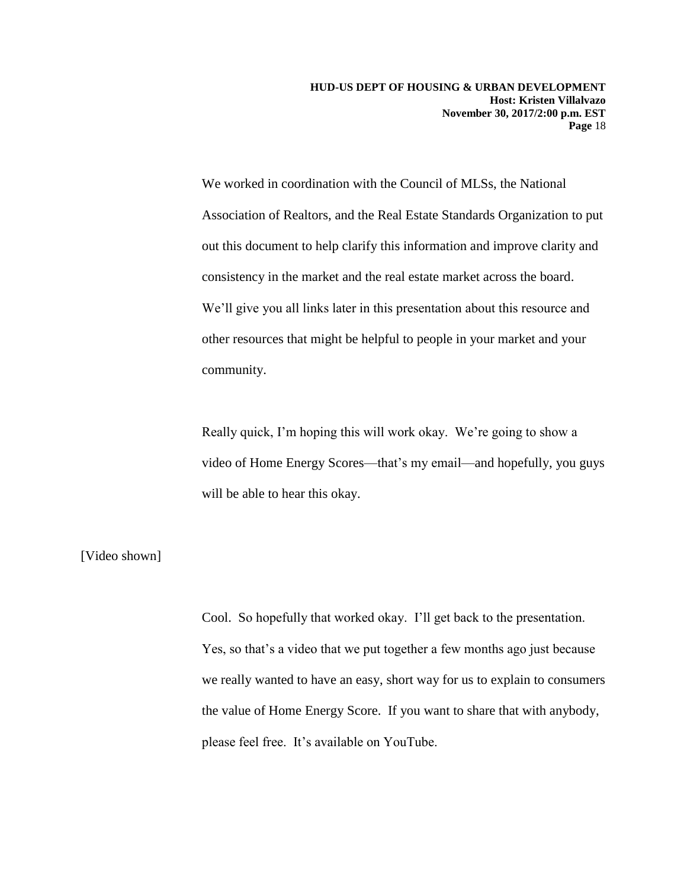We worked in coordination with the Council of MLSs, the National Association of Realtors, and the Real Estate Standards Organization to put out this document to help clarify this information and improve clarity and consistency in the market and the real estate market across the board. We'll give you all links later in this presentation about this resource and other resources that might be helpful to people in your market and your community.

Really quick, I'm hoping this will work okay. We're going to show a video of Home Energy Scores—that's my email—and hopefully, you guys will be able to hear this okay.

[Video shown]

Cool. So hopefully that worked okay. I'll get back to the presentation. Yes, so that's a video that we put together a few months ago just because we really wanted to have an easy, short way for us to explain to consumers the value of Home Energy Score. If you want to share that with anybody, please feel free. It's available on YouTube.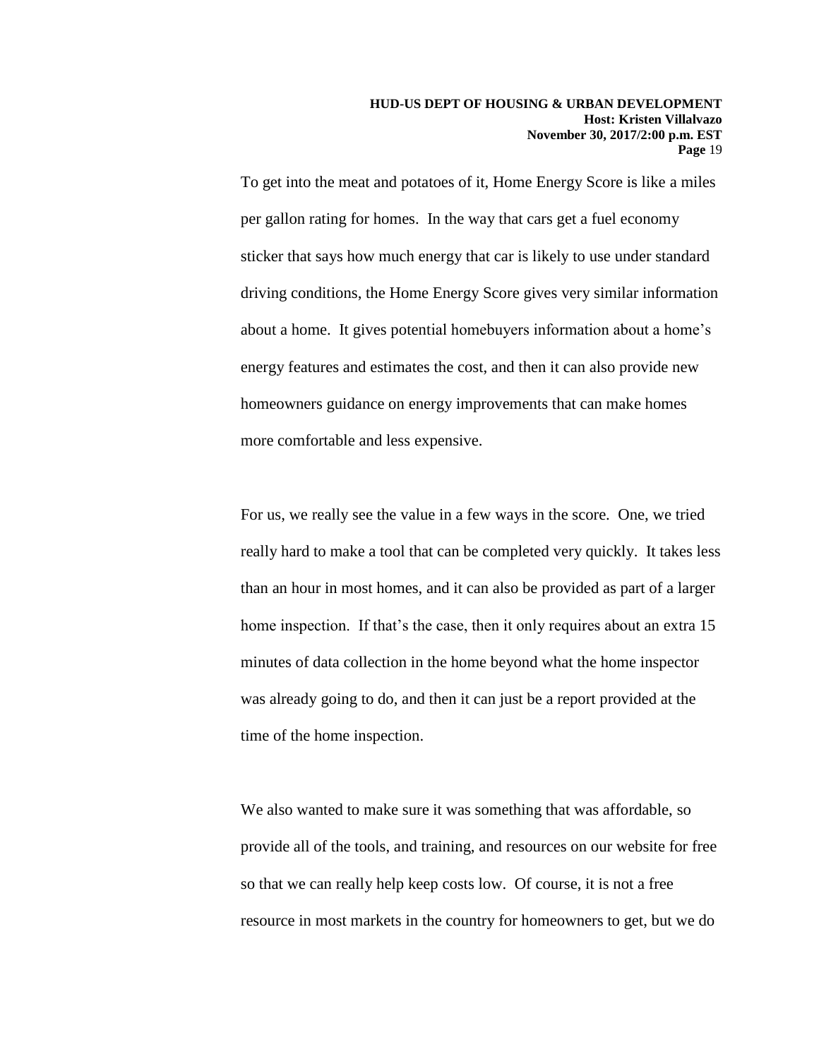To get into the meat and potatoes of it, Home Energy Score is like a miles per gallon rating for homes. In the way that cars get a fuel economy sticker that says how much energy that car is likely to use under standard driving conditions, the Home Energy Score gives very similar information about a home. It gives potential homebuyers information about a home's energy features and estimates the cost, and then it can also provide new homeowners guidance on energy improvements that can make homes more comfortable and less expensive.

For us, we really see the value in a few ways in the score. One, we tried really hard to make a tool that can be completed very quickly. It takes less than an hour in most homes, and it can also be provided as part of a larger home inspection. If that's the case, then it only requires about an extra 15 minutes of data collection in the home beyond what the home inspector was already going to do, and then it can just be a report provided at the time of the home inspection.

We also wanted to make sure it was something that was affordable, so provide all of the tools, and training, and resources on our website for free so that we can really help keep costs low. Of course, it is not a free resource in most markets in the country for homeowners to get, but we do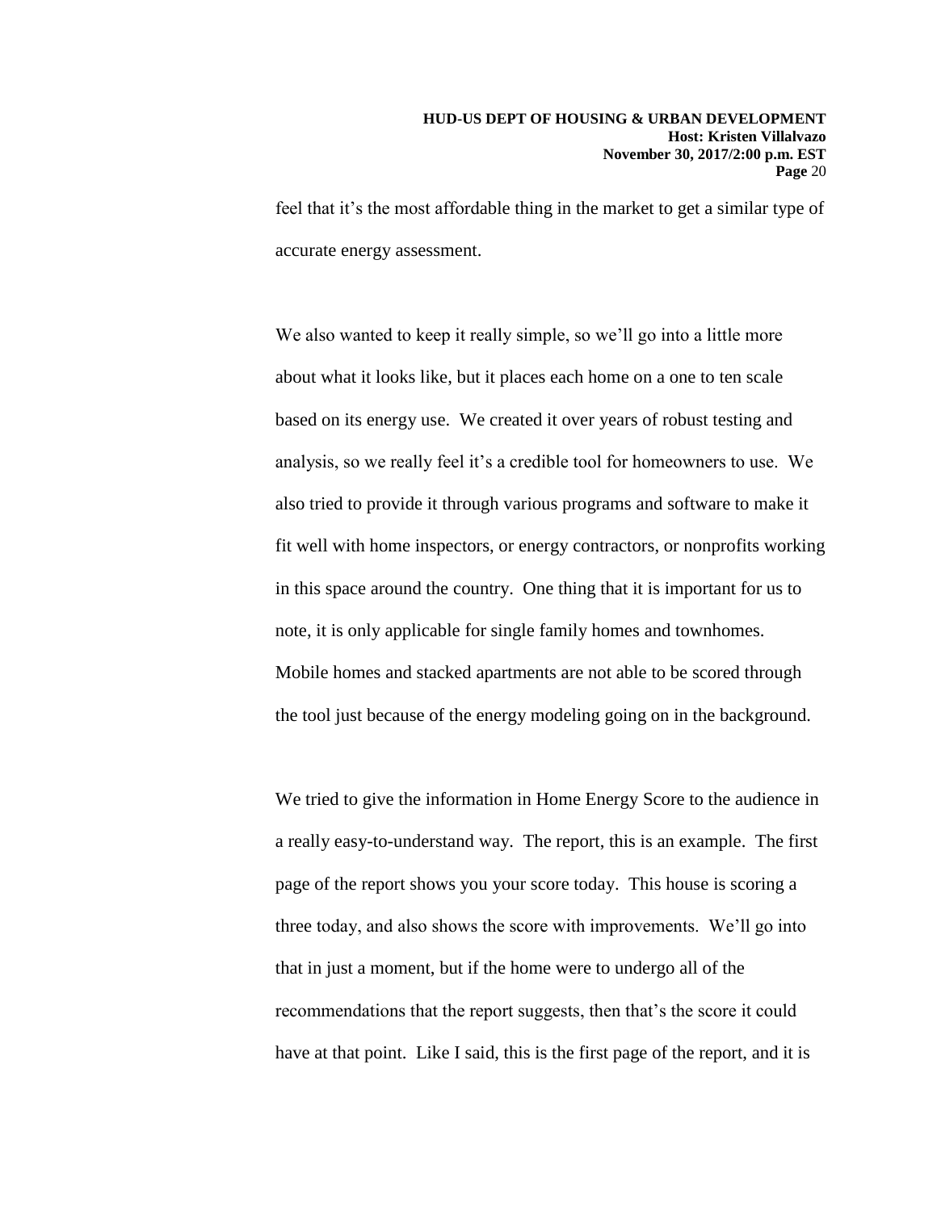feel that it's the most affordable thing in the market to get a similar type of accurate energy assessment.

We also wanted to keep it really simple, so we'll go into a little more about what it looks like, but it places each home on a one to ten scale based on its energy use. We created it over years of robust testing and analysis, so we really feel it's a credible tool for homeowners to use. We also tried to provide it through various programs and software to make it fit well with home inspectors, or energy contractors, or nonprofits working in this space around the country. One thing that it is important for us to note, it is only applicable for single family homes and townhomes. Mobile homes and stacked apartments are not able to be scored through the tool just because of the energy modeling going on in the background.

We tried to give the information in Home Energy Score to the audience in a really easy-to-understand way. The report, this is an example. The first page of the report shows you your score today. This house is scoring a three today, and also shows the score with improvements. We'll go into that in just a moment, but if the home were to undergo all of the recommendations that the report suggests, then that's the score it could have at that point. Like I said, this is the first page of the report, and it is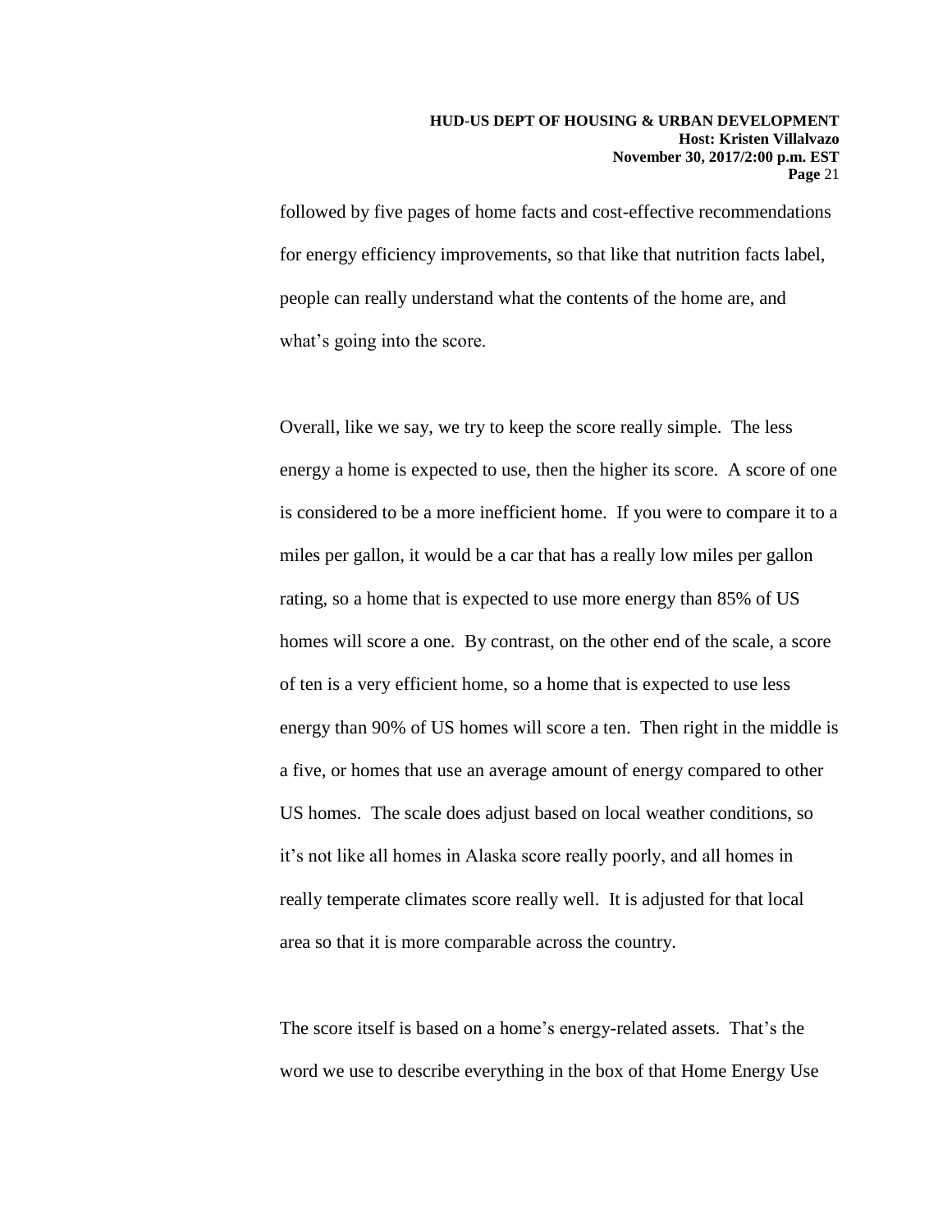followed by five pages of home facts and cost-effective recommendations for energy efficiency improvements, so that like that nutrition facts label, people can really understand what the contents of the home are, and what's going into the score.

Overall, like we say, we try to keep the score really simple. The less energy a home is expected to use, then the higher its score. A score of one is considered to be a more inefficient home. If you were to compare it to a miles per gallon, it would be a car that has a really low miles per gallon rating, so a home that is expected to use more energy than 85% of US homes will score a one. By contrast, on the other end of the scale, a score of ten is a very efficient home, so a home that is expected to use less energy than 90% of US homes will score a ten. Then right in the middle is a five, or homes that use an average amount of energy compared to other US homes. The scale does adjust based on local weather conditions, so it's not like all homes in Alaska score really poorly, and all homes in really temperate climates score really well. It is adjusted for that local area so that it is more comparable across the country.

The score itself is based on a home's energy-related assets. That's the word we use to describe everything in the box of that Home Energy Use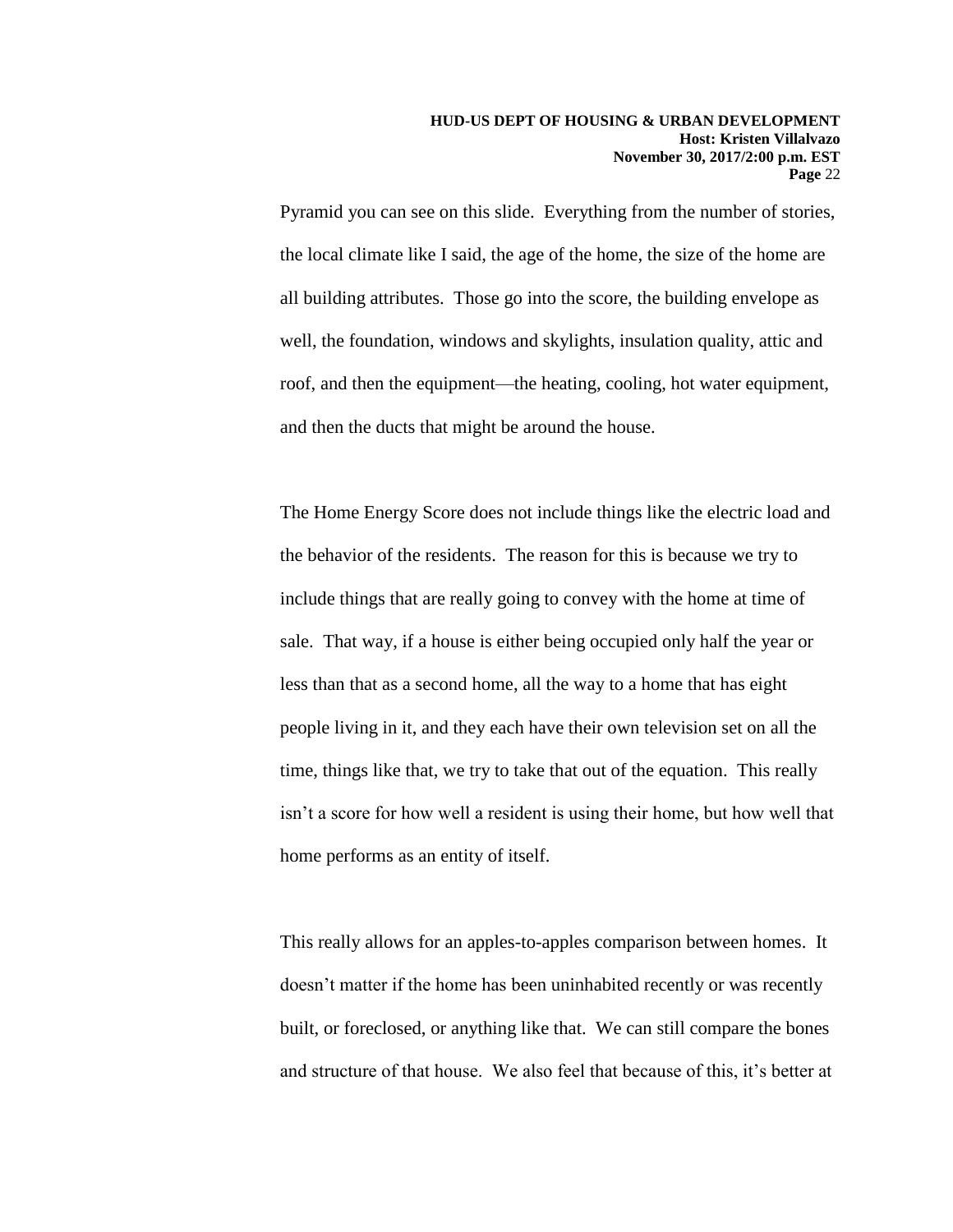Pyramid you can see on this slide. Everything from the number of stories, the local climate like I said, the age of the home, the size of the home are all building attributes. Those go into the score, the building envelope as well, the foundation, windows and skylights, insulation quality, attic and roof, and then the equipment—the heating, cooling, hot water equipment, and then the ducts that might be around the house.

The Home Energy Score does not include things like the electric load and the behavior of the residents. The reason for this is because we try to include things that are really going to convey with the home at time of sale. That way, if a house is either being occupied only half the year or less than that as a second home, all the way to a home that has eight people living in it, and they each have their own television set on all the time, things like that, we try to take that out of the equation. This really isn't a score for how well a resident is using their home, but how well that home performs as an entity of itself.

This really allows for an apples-to-apples comparison between homes. It doesn't matter if the home has been uninhabited recently or was recently built, or foreclosed, or anything like that. We can still compare the bones and structure of that house. We also feel that because of this, it's better at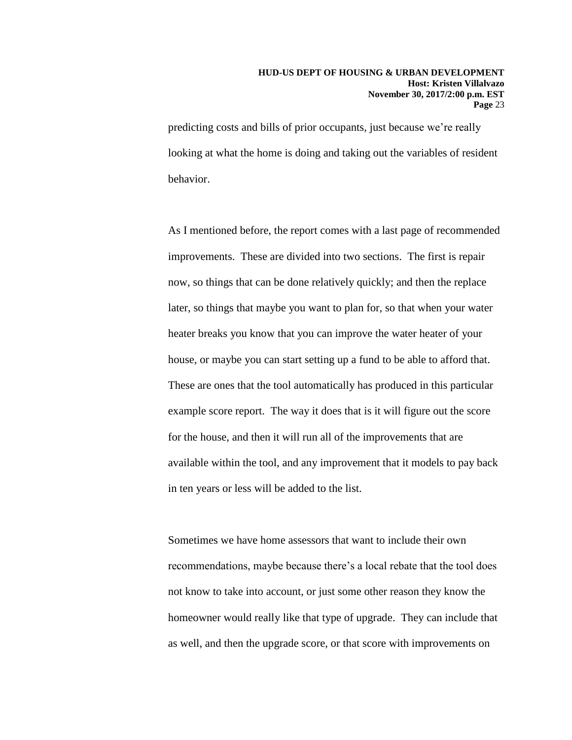predicting costs and bills of prior occupants, just because we're really looking at what the home is doing and taking out the variables of resident behavior.

As I mentioned before, the report comes with a last page of recommended improvements. These are divided into two sections. The first is repair now, so things that can be done relatively quickly; and then the replace later, so things that maybe you want to plan for, so that when your water heater breaks you know that you can improve the water heater of your house, or maybe you can start setting up a fund to be able to afford that. These are ones that the tool automatically has produced in this particular example score report. The way it does that is it will figure out the score for the house, and then it will run all of the improvements that are available within the tool, and any improvement that it models to pay back in ten years or less will be added to the list.

Sometimes we have home assessors that want to include their own recommendations, maybe because there's a local rebate that the tool does not know to take into account, or just some other reason they know the homeowner would really like that type of upgrade. They can include that as well, and then the upgrade score, or that score with improvements on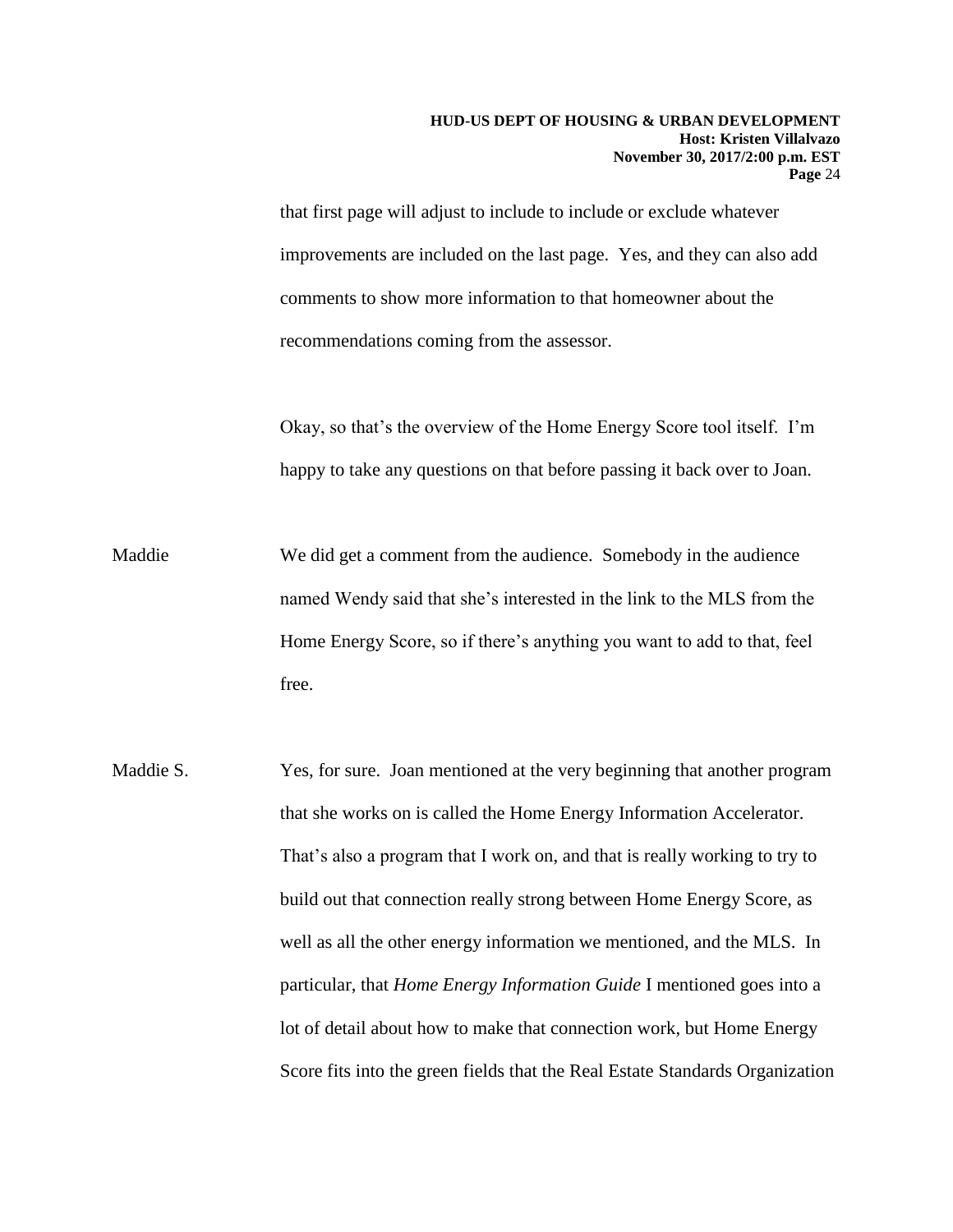that first page will adjust to include to include or exclude whatever improvements are included on the last page. Yes, and they can also add comments to show more information to that homeowner about the recommendations coming from the assessor.

Okay, so that's the overview of the Home Energy Score tool itself. I'm happy to take any questions on that before passing it back over to Joan.

Maddie We did get a comment from the audience. Somebody in the audience named Wendy said that she's interested in the link to the MLS from the Home Energy Score, so if there's anything you want to add to that, feel free.

Maddie S. Yes, for sure. Joan mentioned at the very beginning that another program that she works on is called the Home Energy Information Accelerator. That's also a program that I work on, and that is really working to try to build out that connection really strong between Home Energy Score, as well as all the other energy information we mentioned, and the MLS. In particular, that *Home Energy Information Guide* I mentioned goes into a lot of detail about how to make that connection work, but Home Energy Score fits into the green fields that the Real Estate Standards Organization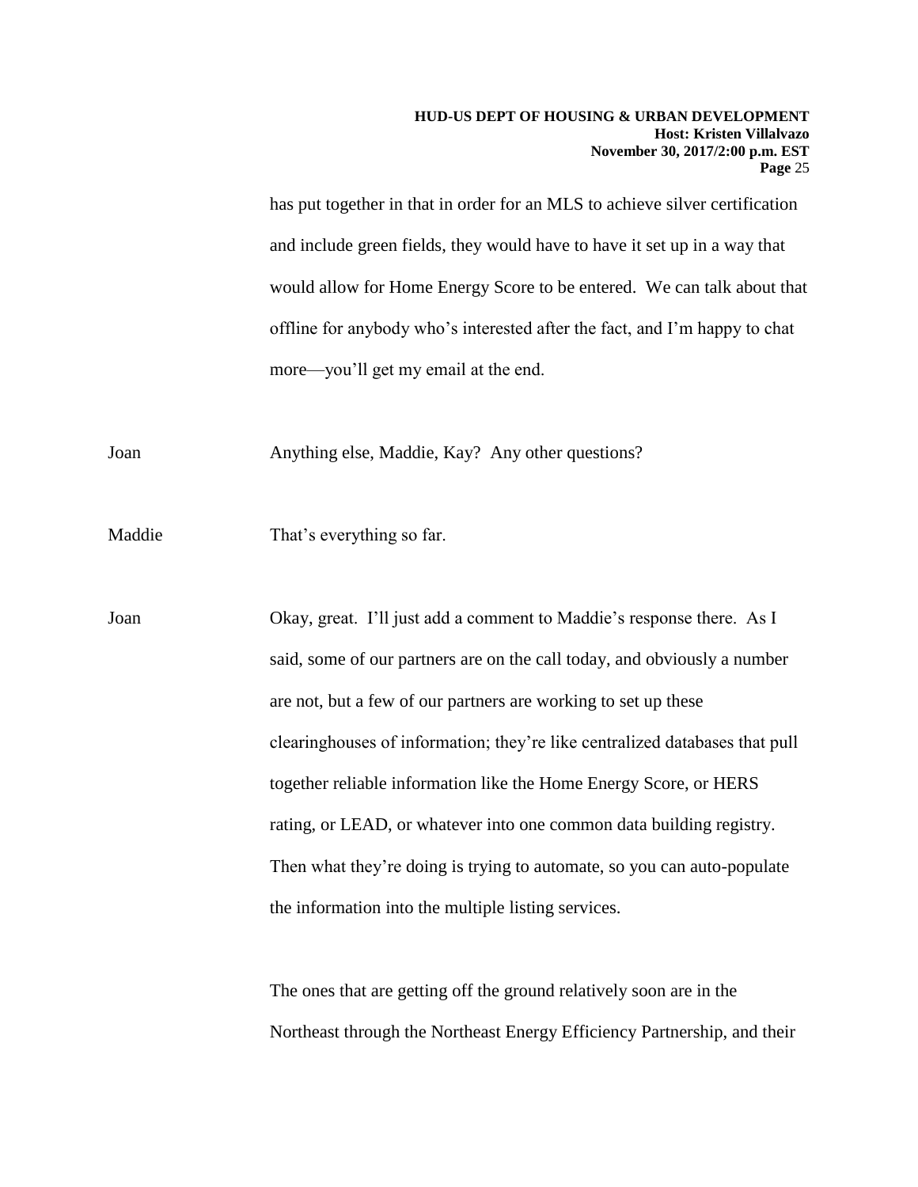has put together in that in order for an MLS to achieve silver certification and include green fields, they would have to have it set up in a way that would allow for Home Energy Score to be entered. We can talk about that offline for anybody who's interested after the fact, and I'm happy to chat more—you'll get my email at the end.

Joan Anything else, Maddie, Kay? Any other questions?

Maddie That's everything so far.

Joan Okay, great. I'll just add a comment to Maddie's response there. As I said, some of our partners are on the call today, and obviously a number are not, but a few of our partners are working to set up these clearinghouses of information; they're like centralized databases that pull together reliable information like the Home Energy Score, or HERS rating, or LEAD, or whatever into one common data building registry. Then what they're doing is trying to automate, so you can auto-populate the information into the multiple listing services.

The ones that are getting off the ground relatively soon are in the Northeast through the Northeast Energy Efficiency Partnership, and their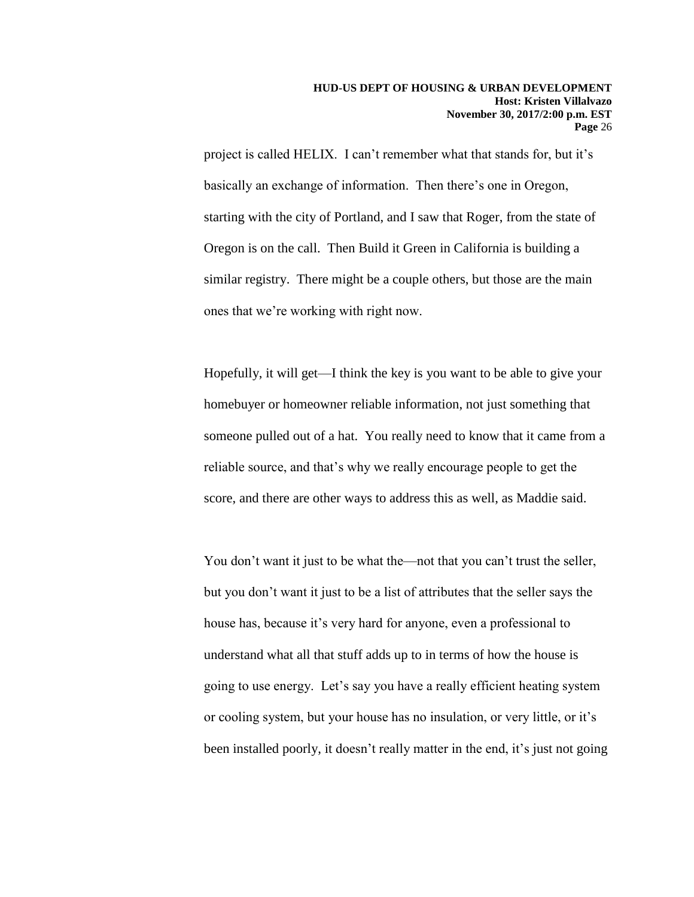project is called HELIX. I can't remember what that stands for, but it's basically an exchange of information. Then there's one in Oregon, starting with the city of Portland, and I saw that Roger, from the state of Oregon is on the call. Then Build it Green in California is building a similar registry. There might be a couple others, but those are the main ones that we're working with right now.

Hopefully, it will get—I think the key is you want to be able to give your homebuyer or homeowner reliable information, not just something that someone pulled out of a hat. You really need to know that it came from a reliable source, and that's why we really encourage people to get the score, and there are other ways to address this as well, as Maddie said.

You don't want it just to be what the—not that you can't trust the seller, but you don't want it just to be a list of attributes that the seller says the house has, because it's very hard for anyone, even a professional to understand what all that stuff adds up to in terms of how the house is going to use energy. Let's say you have a really efficient heating system or cooling system, but your house has no insulation, or very little, or it's been installed poorly, it doesn't really matter in the end, it's just not going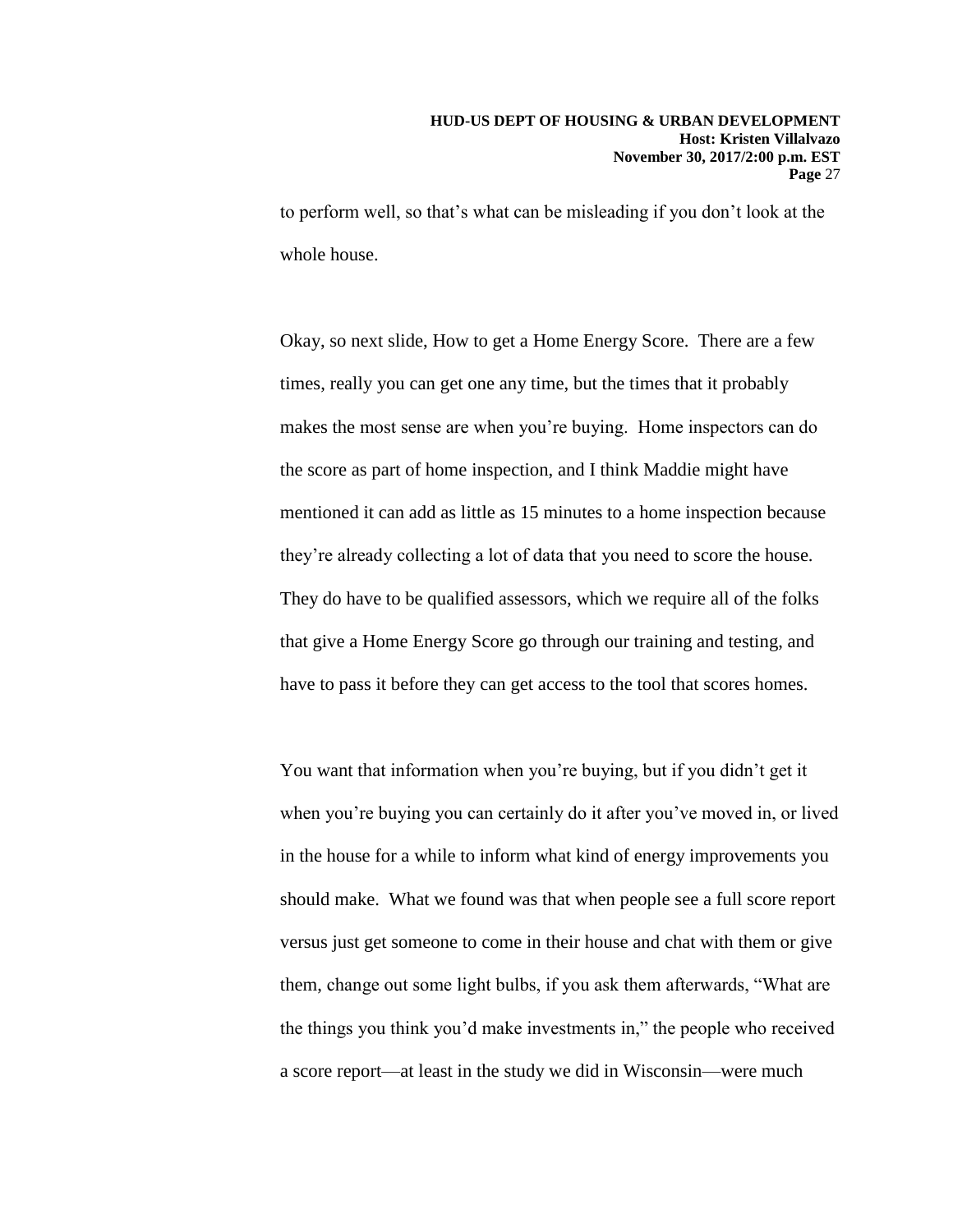to perform well, so that's what can be misleading if you don't look at the whole house.

Okay, so next slide, How to get a Home Energy Score. There are a few times, really you can get one any time, but the times that it probably makes the most sense are when you're buying. Home inspectors can do the score as part of home inspection, and I think Maddie might have mentioned it can add as little as 15 minutes to a home inspection because they're already collecting a lot of data that you need to score the house. They do have to be qualified assessors, which we require all of the folks that give a Home Energy Score go through our training and testing, and have to pass it before they can get access to the tool that scores homes.

You want that information when you're buying, but if you didn't get it when you're buying you can certainly do it after you've moved in, or lived in the house for a while to inform what kind of energy improvements you should make. What we found was that when people see a full score report versus just get someone to come in their house and chat with them or give them, change out some light bulbs, if you ask them afterwards, "What are the things you think you'd make investments in," the people who received a score report—at least in the study we did in Wisconsin—were much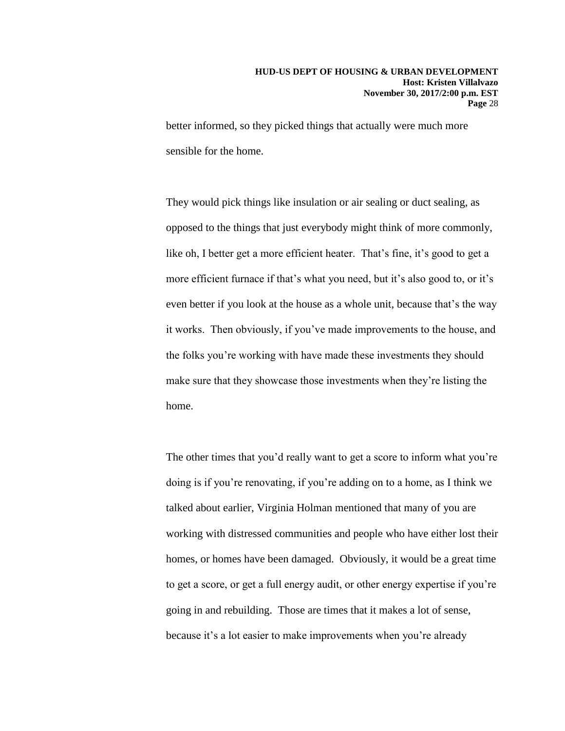better informed, so they picked things that actually were much more sensible for the home.

They would pick things like insulation or air sealing or duct sealing, as opposed to the things that just everybody might think of more commonly, like oh, I better get a more efficient heater. That's fine, it's good to get a more efficient furnace if that's what you need, but it's also good to, or it's even better if you look at the house as a whole unit, because that's the way it works. Then obviously, if you've made improvements to the house, and the folks you're working with have made these investments they should make sure that they showcase those investments when they're listing the home.

The other times that you'd really want to get a score to inform what you're doing is if you're renovating, if you're adding on to a home, as I think we talked about earlier, Virginia Holman mentioned that many of you are working with distressed communities and people who have either lost their homes, or homes have been damaged. Obviously, it would be a great time to get a score, or get a full energy audit, or other energy expertise if you're going in and rebuilding. Those are times that it makes a lot of sense, because it's a lot easier to make improvements when you're already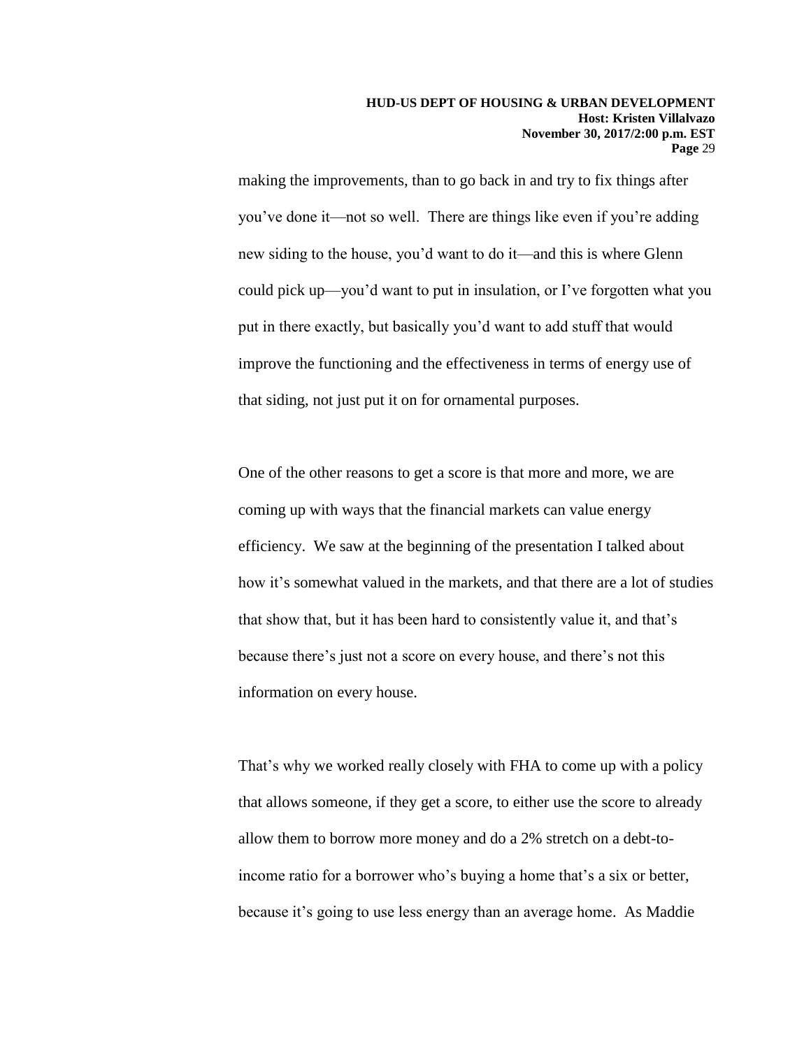making the improvements, than to go back in and try to fix things after you've done it—not so well. There are things like even if you're adding new siding to the house, you'd want to do it—and this is where Glenn could pick up—you'd want to put in insulation, or I've forgotten what you put in there exactly, but basically you'd want to add stuff that would improve the functioning and the effectiveness in terms of energy use of that siding, not just put it on for ornamental purposes.

One of the other reasons to get a score is that more and more, we are coming up with ways that the financial markets can value energy efficiency. We saw at the beginning of the presentation I talked about how it's somewhat valued in the markets, and that there are a lot of studies that show that, but it has been hard to consistently value it, and that's because there's just not a score on every house, and there's not this information on every house.

That's why we worked really closely with FHA to come up with a policy that allows someone, if they get a score, to either use the score to already allow them to borrow more money and do a 2% stretch on a debt-to-income ratio for a borrower who's buying a home that's a six or better, because it's going to use less energy than an average home. As Maddie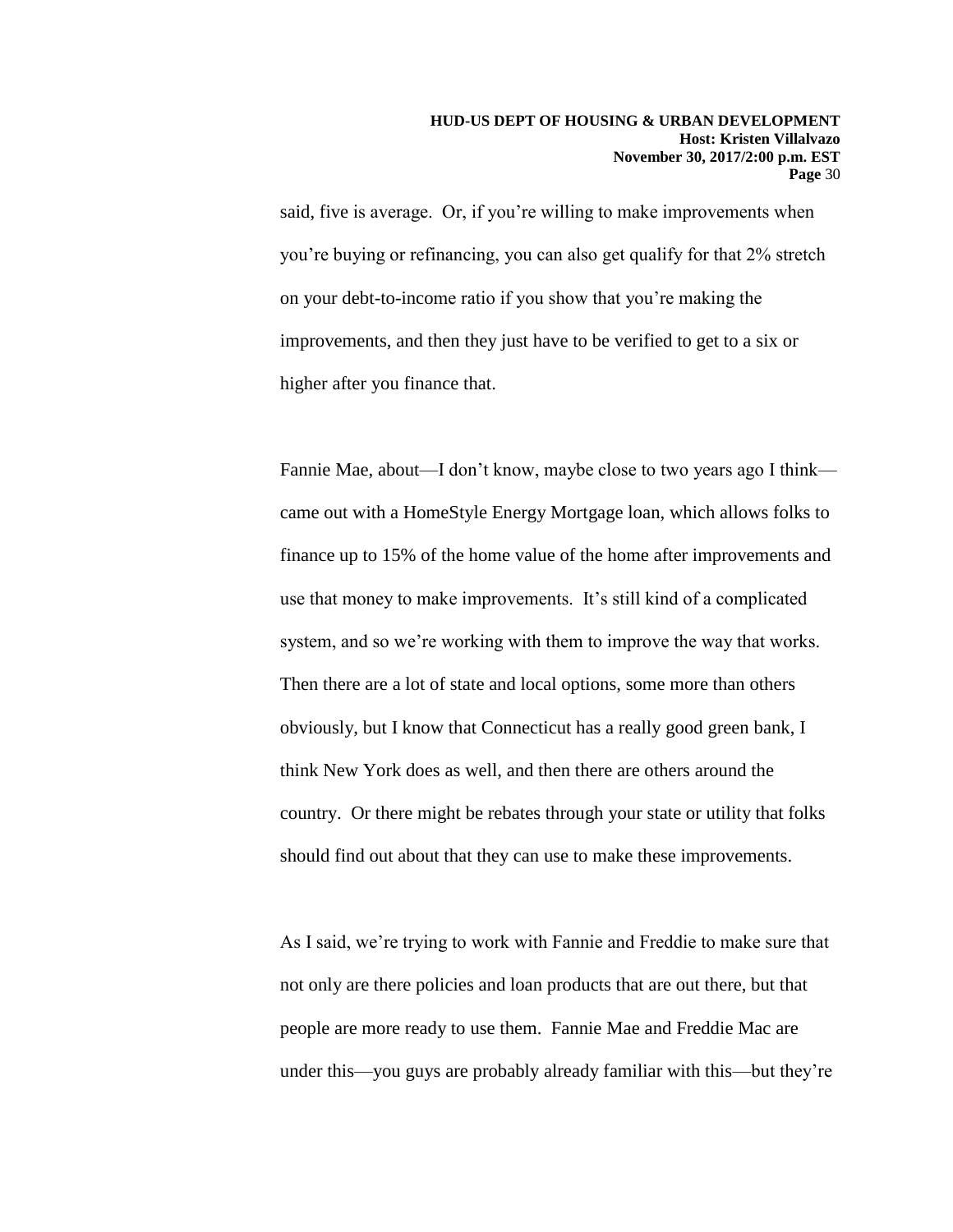said, five is average. Or, if you're willing to make improvements when you're buying or refinancing, you can also get qualify for that 2% stretch on your debt-to-income ratio if you show that you're making the improvements, and then they just have to be verified to get to a six or higher after you finance that.

Fannie Mae, about—I don't know, maybe close to two years ago I think—came out with a HomeStyle Energy Mortgage loan, which allows folks to finance up to 15% of the home value of the home after improvements and use that money to make improvements. It's still kind of a complicated system, and so we're working with them to improve the way that works. Then there are a lot of state and local options, some more than others obviously, but I know that Connecticut has a really good green bank, I think New York does as well, and then there are others around the country. Or there might be rebates through your state or utility that folks should find out about that they can use to make these improvements.

As I said, we're trying to work with Fannie and Freddie to make sure that not only are there policies and loan products that are out there, but that people are more ready to use them. Fannie Mae and Freddie Mac are under this—you guys are probably already familiar with this—but they're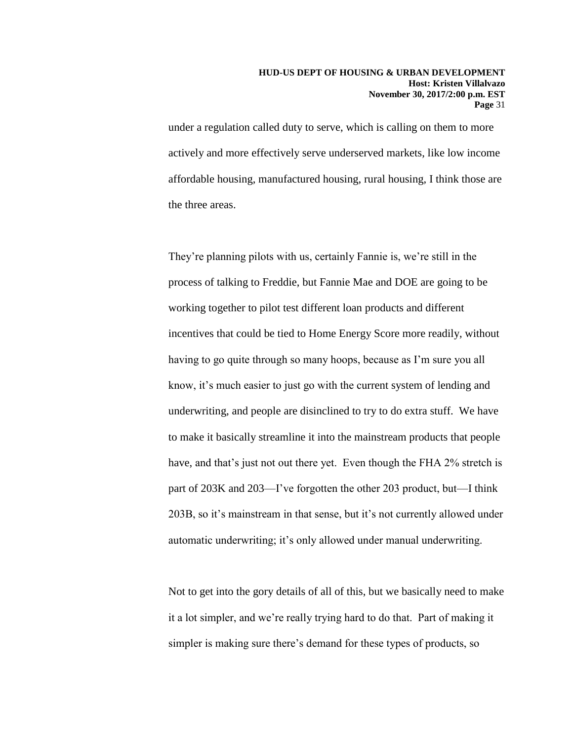under a regulation called duty to serve, which is calling on them to more actively and more effectively serve underserved markets, like low income affordable housing, manufactured housing, rural housing, I think those are the three areas.

They're planning pilots with us, certainly Fannie is, we're still in the process of talking to Freddie, but Fannie Mae and DOE are going to be working together to pilot test different loan products and different incentives that could be tied to Home Energy Score more readily, without having to go quite through so many hoops, because as I'm sure you all know, it's much easier to just go with the current system of lending and underwriting, and people are disinclined to try to do extra stuff. We have to make it basically streamline it into the mainstream products that people have, and that's just not out there yet. Even though the FHA 2% stretch is part of 203K and 203—I've forgotten the other 203 product, but—I think 203B, so it's mainstream in that sense, but it's not currently allowed under automatic underwriting; it's only allowed under manual underwriting.

Not to get into the gory details of all of this, but we basically need to make it a lot simpler, and we're really trying hard to do that. Part of making it simpler is making sure there's demand for these types of products, so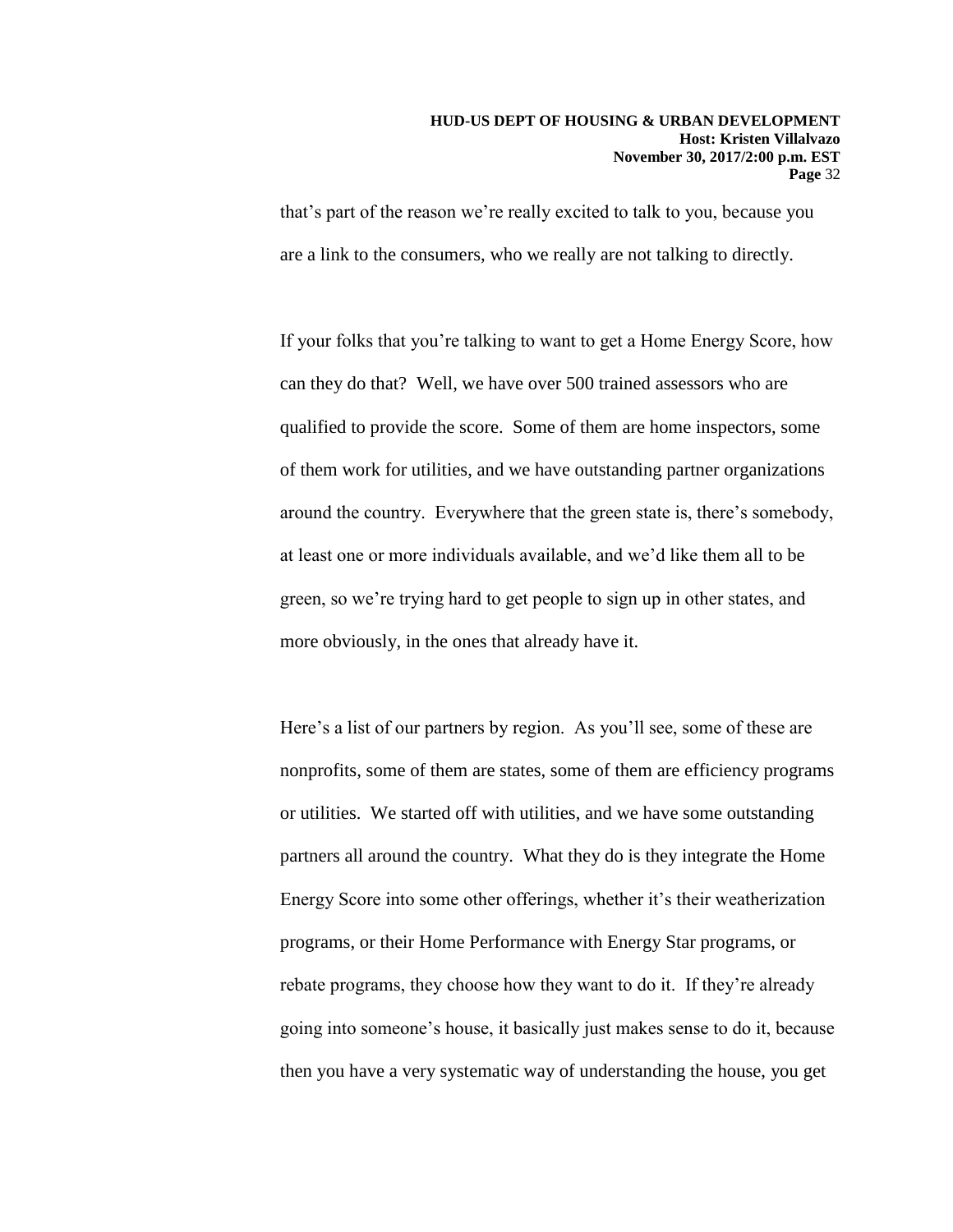that's part of the reason we're really excited to talk to you, because you are a link to the consumers, who we really are not talking to directly.

If your folks that you're talking to want to get a Home Energy Score, how can they do that? Well, we have over 500 trained assessors who are qualified to provide the score. Some of them are home inspectors, some of them work for utilities, and we have outstanding partner organizations around the country. Everywhere that the green state is, there's somebody, at least one or more individuals available, and we'd like them all to be green, so we're trying hard to get people to sign up in other states, and more obviously, in the ones that already have it.

Here's a list of our partners by region. As you'll see, some of these are nonprofits, some of them are states, some of them are efficiency programs or utilities. We started off with utilities, and we have some outstanding partners all around the country. What they do is they integrate the Home Energy Score into some other offerings, whether it's their weatherization programs, or their Home Performance with Energy Star programs, or rebate programs, they choose how they want to do it. If they're already going into someone's house, it basically just makes sense to do it, because then you have a very systematic way of understanding the house, you get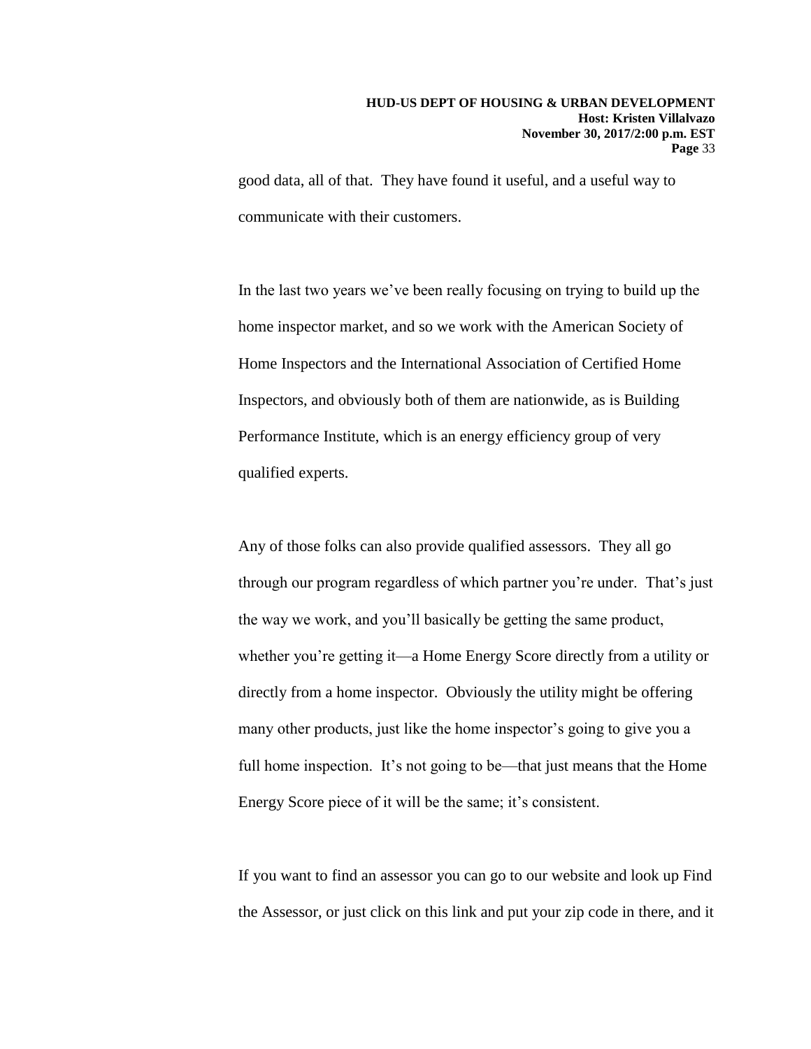good data, all of that. They have found it useful, and a useful way to communicate with their customers.

In the last two years we've been really focusing on trying to build up the home inspector market, and so we work with the American Society of Home Inspectors and the International Association of Certified Home Inspectors, and obviously both of them are nationwide, as is Building Performance Institute, which is an energy efficiency group of very qualified experts.

Any of those folks can also provide qualified assessors. They all go through our program regardless of which partner you're under. That's just the way we work, and you'll basically be getting the same product, whether you're getting it—a Home Energy Score directly from a utility or directly from a home inspector. Obviously the utility might be offering many other products, just like the home inspector's going to give you a full home inspection. It's not going to be—that just means that the Home Energy Score piece of it will be the same; it's consistent.

If you want to find an assessor you can go to our website and look up Find the Assessor, or just click on this link and put your zip code in there, and it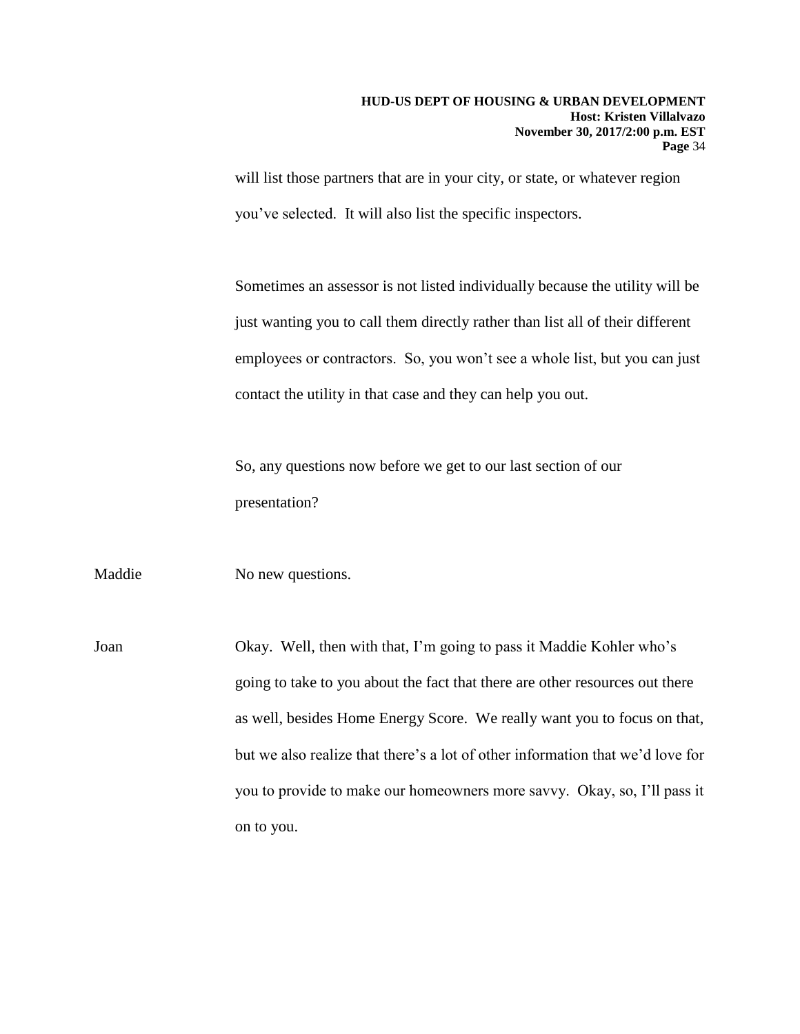will list those partners that are in your city, or state, or whatever region you've selected. It will also list the specific inspectors.

Sometimes an assessor is not listed individually because the utility will be just wanting you to call them directly rather than list all of their different employees or contractors. So, you won't see a whole list, but you can just contact the utility in that case and they can help you out.

So, any questions now before we get to our last section of our presentation?

Maddie No new questions.

Joan Okay. Well, then with that, I'm going to pass it Maddie Kohler who's going to take to you about the fact that there are other resources out there as well, besides Home Energy Score. We really want you to focus on that, but we also realize that there's a lot of other information that we'd love for you to provide to make our homeowners more savvy. Okay, so, I'll pass it on to you.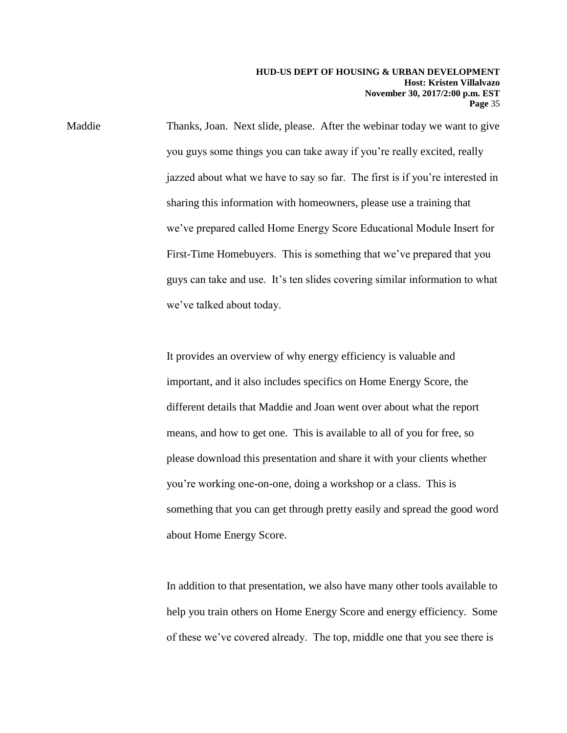Maddie Thanks, Joan. Next slide, please. After the webinar today we want to give you guys some things you can take away if you're really excited, really jazzed about what we have to say so far. The first is if you're interested in sharing this information with homeowners, please use a training that we've prepared called Home Energy Score Educational Module Insert for First-Time Homebuyers. This is something that we've prepared that you guys can take and use. It's ten slides covering similar information to what we've talked about today.

It provides an overview of why energy efficiency is valuable and important, and it also includes specifics on Home Energy Score, the different details that Maddie and Joan went over about what the report means, and how to get one. This is available to all of you for free, so please download this presentation and share it with your clients whether you're working one-on-one, doing a workshop or a class. This is something that you can get through pretty easily and spread the good word about Home Energy Score.

In addition to that presentation, we also have many other tools available to help you train others on Home Energy Score and energy efficiency. Some of these we've covered already. The top, middle one that you see there is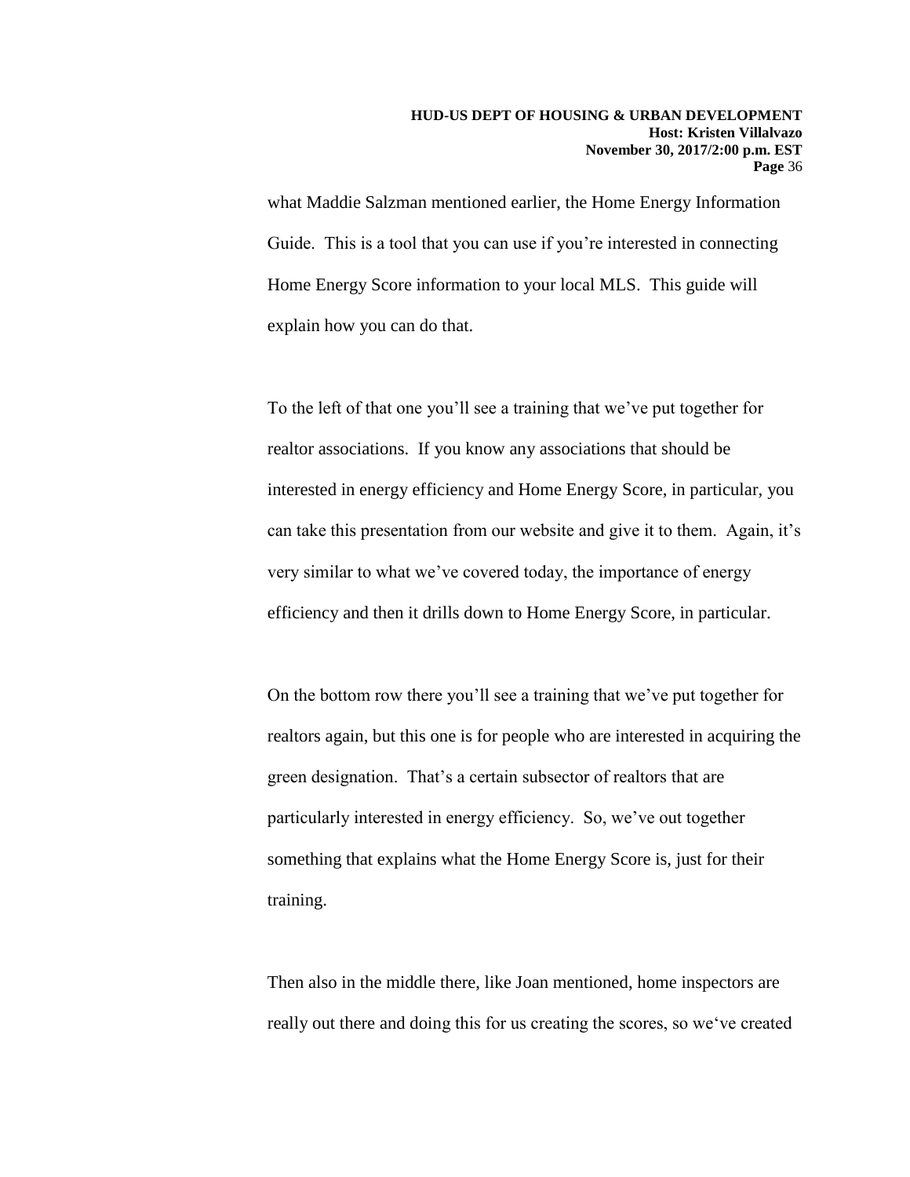what Maddie Salzman mentioned earlier, the Home Energy Information Guide. This is a tool that you can use if you're interested in connecting Home Energy Score information to your local MLS. This guide will explain how you can do that.

To the left of that one you'll see a training that we've put together for realtor associations. If you know any associations that should be interested in energy efficiency and Home Energy Score, in particular, you can take this presentation from our website and give it to them. Again, it's very similar to what we've covered today, the importance of energy efficiency and then it drills down to Home Energy Score, in particular.

On the bottom row there you'll see a training that we've put together for realtors again, but this one is for people who are interested in acquiring the green designation. That's a certain subsector of realtors that are particularly interested in energy efficiency. So, we've out together something that explains what the Home Energy Score is, just for their training.

Then also in the middle there, like Joan mentioned, home inspectors are really out there and doing this for us creating the scores, so we've created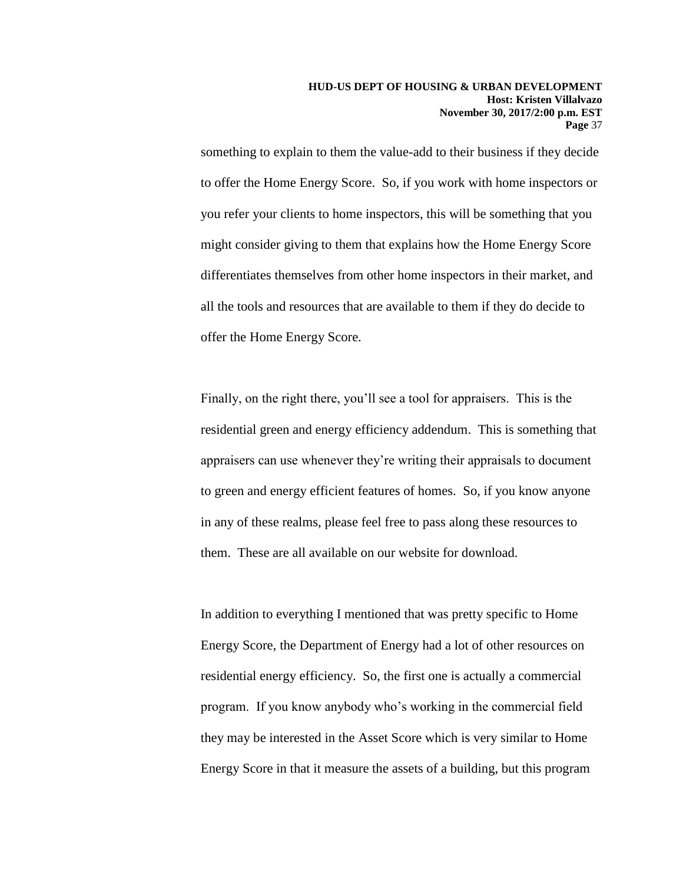something to explain to them the value-add to their business if they decide to offer the Home Energy Score. So, if you work with home inspectors or you refer your clients to home inspectors, this will be something that you might consider giving to them that explains how the Home Energy Score differentiates themselves from other home inspectors in their market, and all the tools and resources that are available to them if they do decide to offer the Home Energy Score.

Finally, on the right there, you'll see a tool for appraisers. This is the residential green and energy efficiency addendum. This is something that appraisers can use whenever they're writing their appraisals to document to green and energy efficient features of homes. So, if you know anyone in any of these realms, please feel free to pass along these resources to them. These are all available on our website for download.

In addition to everything I mentioned that was pretty specific to Home Energy Score, the Department of Energy had a lot of other resources on residential energy efficiency. So, the first one is actually a commercial program. If you know anybody who's working in the commercial field they may be interested in the Asset Score which is very similar to Home Energy Score in that it measure the assets of a building, but this program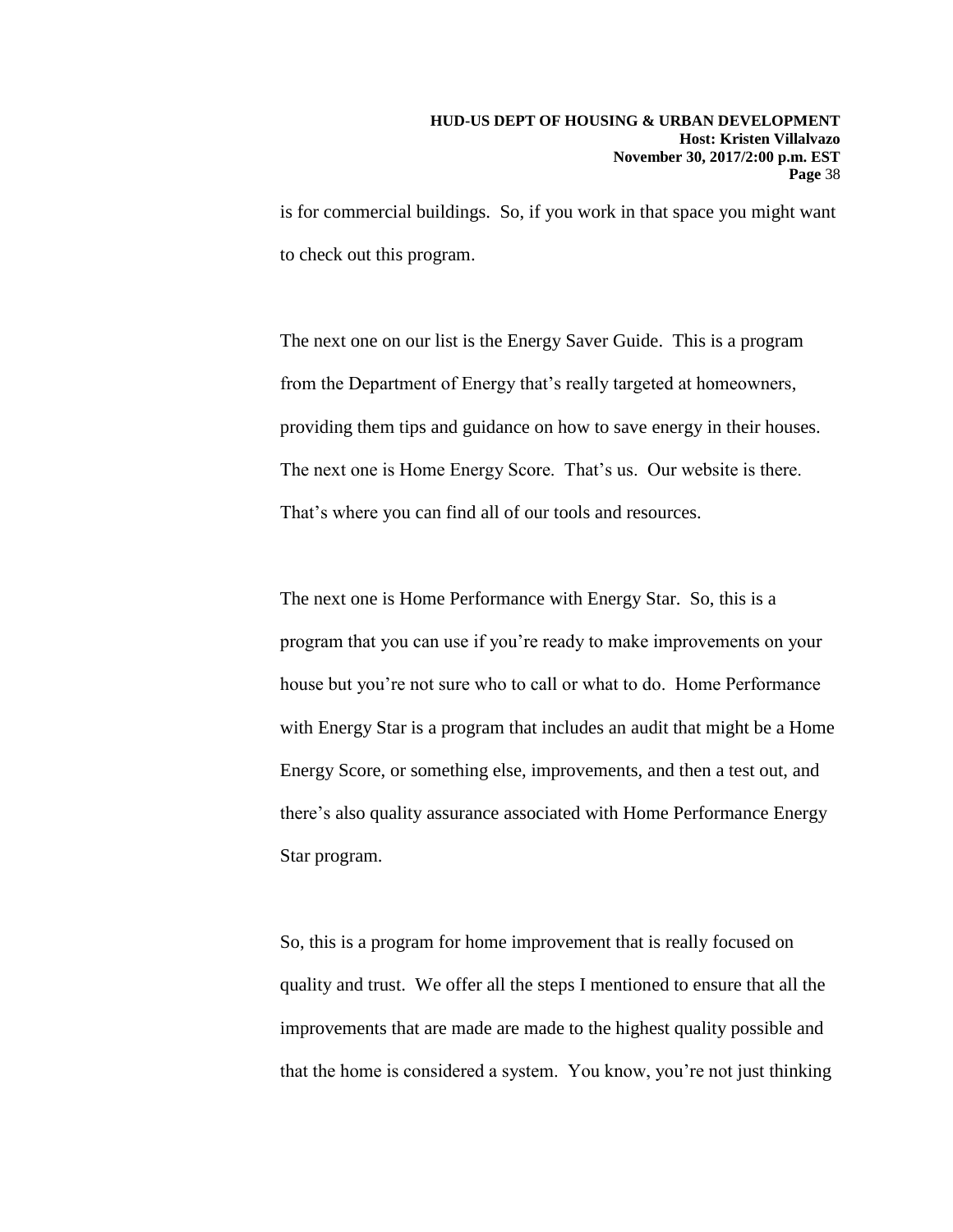is for commercial buildings. So, if you work in that space you might want to check out this program.

The next one on our list is the Energy Saver Guide. This is a program from the Department of Energy that's really targeted at homeowners, providing them tips and guidance on how to save energy in their houses. The next one is Home Energy Score. That's us. Our website is there. That's where you can find all of our tools and resources.

The next one is Home Performance with Energy Star. So, this is a program that you can use if you're ready to make improvements on your house but you're not sure who to call or what to do. Home Performance with Energy Star is a program that includes an audit that might be a Home Energy Score, or something else, improvements, and then a test out, and there's also quality assurance associated with Home Performance Energy Star program.

So, this is a program for home improvement that is really focused on quality and trust. We offer all the steps I mentioned to ensure that all the improvements that are made are made to the highest quality possible and that the home is considered a system. You know, you're not just thinking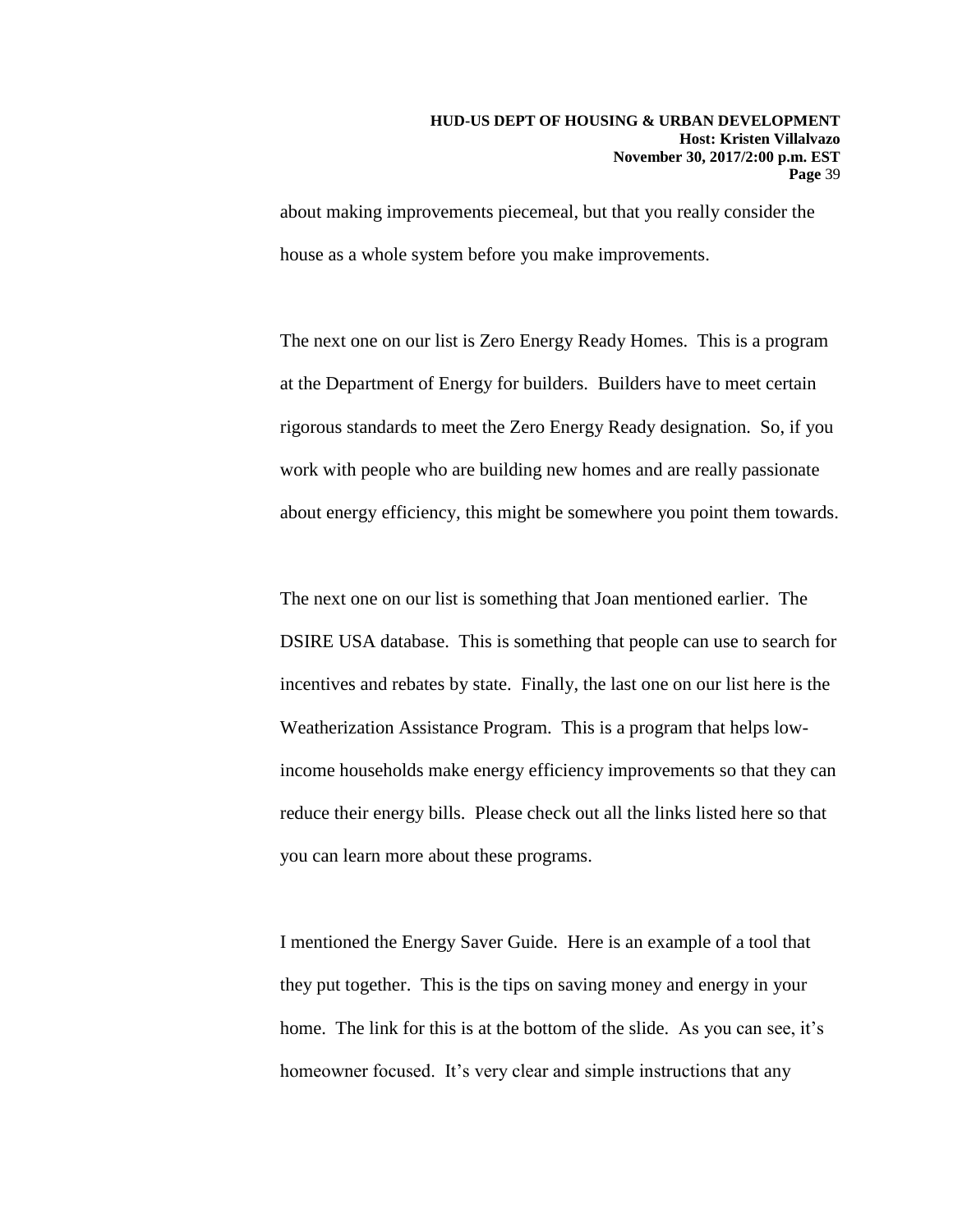about making improvements piecemeal, but that you really consider the house as a whole system before you make improvements.

The next one on our list is Zero Energy Ready Homes. This is a program at the Department of Energy for builders. Builders have to meet certain rigorous standards to meet the Zero Energy Ready designation. So, if you work with people who are building new homes and are really passionate about energy efficiency, this might be somewhere you point them towards.

The next one on our list is something that Joan mentioned earlier. The DSIRE USA database. This is something that people can use to search for incentives and rebates by state. Finally, the last one on our list here is the Weatherization Assistance Program. This is a program that helps low-income households make energy efficiency improvements so that they can reduce their energy bills. Please check out all the links listed here so that you can learn more about these programs.

I mentioned the Energy Saver Guide. Here is an example of a tool that they put together. This is the tips on saving money and energy in your home. The link for this is at the bottom of the slide. As you can see, it's homeowner focused. It's very clear and simple instructions that any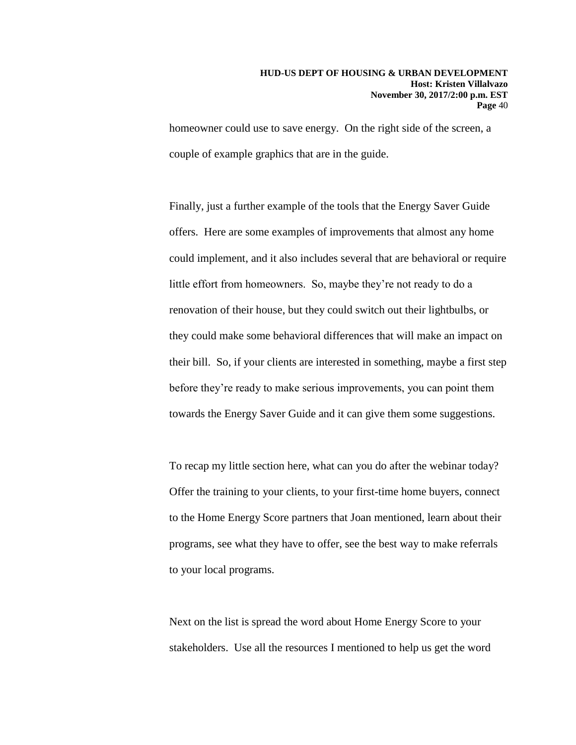homeowner could use to save energy. On the right side of the screen, a couple of example graphics that are in the guide.

Finally, just a further example of the tools that the Energy Saver Guide offers. Here are some examples of improvements that almost any home could implement, and it also includes several that are behavioral or require little effort from homeowners. So, maybe they're not ready to do a renovation of their house, but they could switch out their lightbulbs, or they could make some behavioral differences that will make an impact on their bill. So, if your clients are interested in something, maybe a first step before they're ready to make serious improvements, you can point them towards the Energy Saver Guide and it can give them some suggestions.

To recap my little section here, what can you do after the webinar today? Offer the training to your clients, to your first-time home buyers, connect to the Home Energy Score partners that Joan mentioned, learn about their programs, see what they have to offer, see the best way to make referrals to your local programs.

Next on the list is spread the word about Home Energy Score to your stakeholders. Use all the resources I mentioned to help us get the word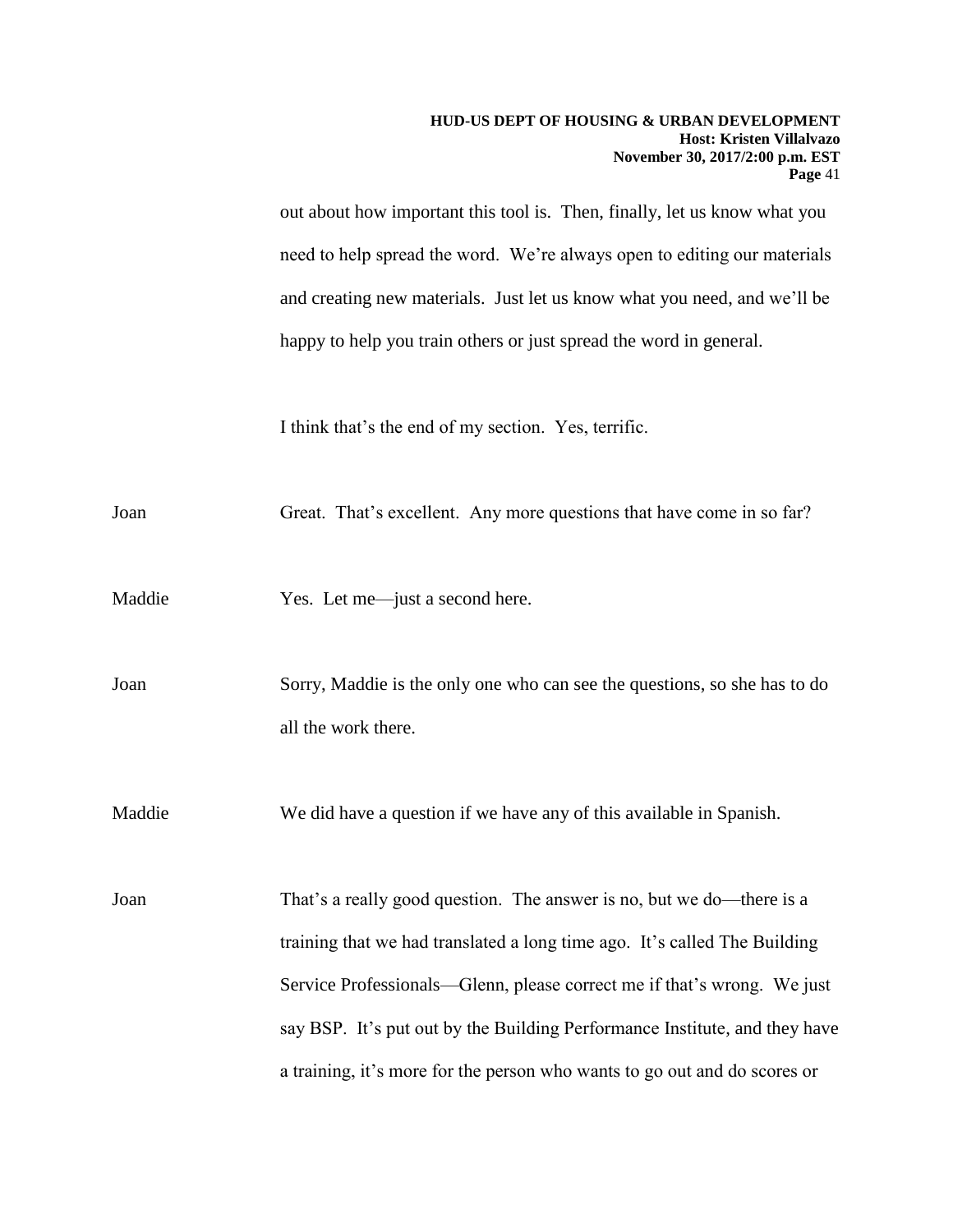out about how important this tool is. Then, finally, let us know what you need to help spread the word. We're always open to editing our materials and creating new materials. Just let us know what you need, and we'll be happy to help you train others or just spread the word in general.

I think that's the end of my section. Yes, terrific.

Joan: Great. That's excellent. Any more questions that have come in so far?

Maddie: Yes. Let me—just a second here.

Joan: Sorry, Maddie is the only one who can see the questions, so she has to do all the work there.

Maddie: We did have a question if we have any of this available in Spanish.

Joan: That's a really good question. The answer is no, but we do—there is a training that we had translated a long time ago. It's called The Building Service Professionals—Glenn, please correct me if that's wrong. We just say BSP. It's put out by the Building Performance Institute, and they have a training, it's more for the person who wants to go out and do scores or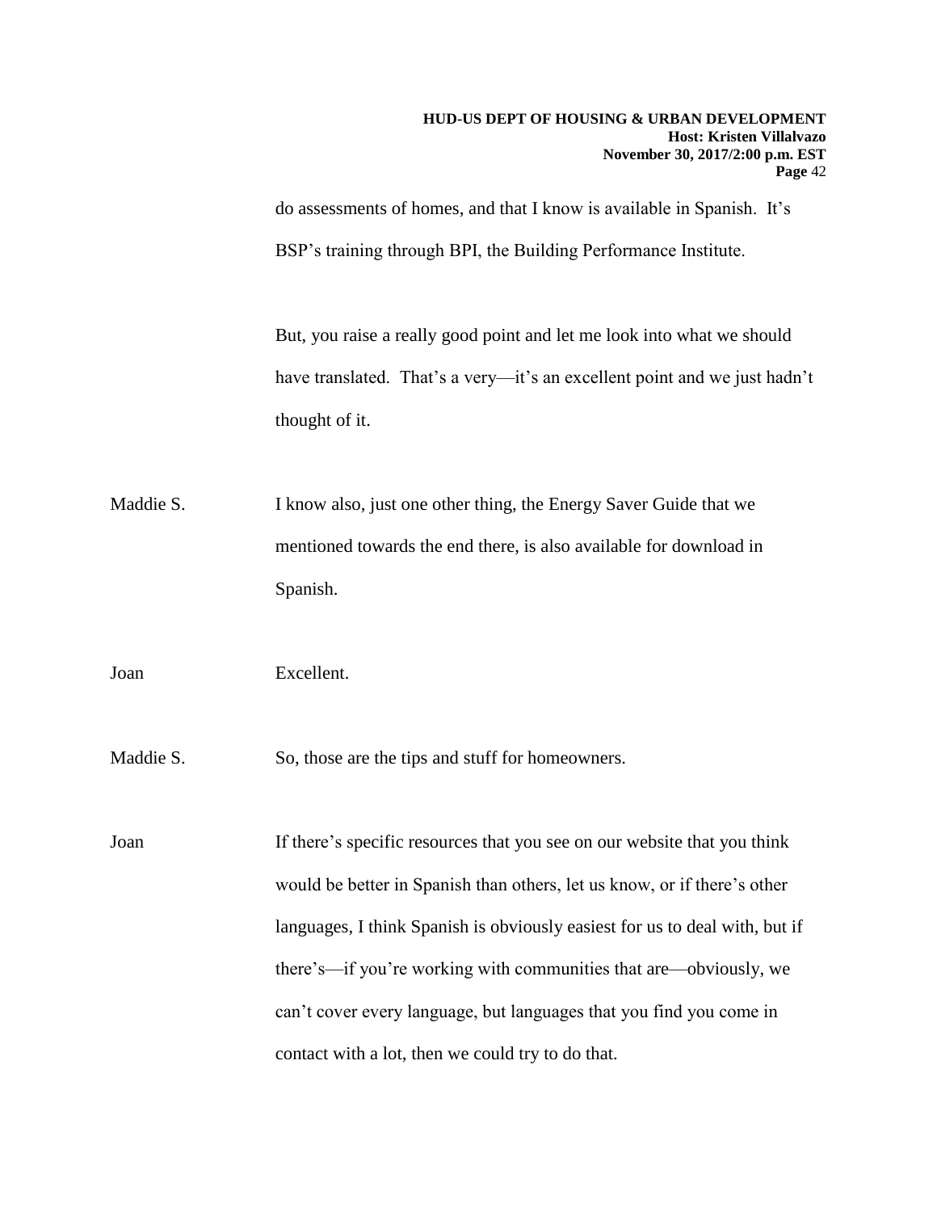do assessments of homes, and that I know is available in Spanish. It's BSP's training through BPI, the Building Performance Institute.

But, you raise a really good point and let me look into what we should have translated. That's a very—it's an excellent point and we just hadn't thought of it.

Maddie S. I know also, just one other thing, the Energy Saver Guide that we mentioned towards the end there, is also available for download in Spanish.

Joan Excellent.

Maddie S. So, those are the tips and stuff for homeowners.

Joan If there's specific resources that you see on our website that you think would be better in Spanish than others, let us know, or if there's other languages, I think Spanish is obviously easiest for us to deal with, but if there's—if you're working with communities that are—obviously, we can't cover every language, but languages that you find you come in contact with a lot, then we could try to do that.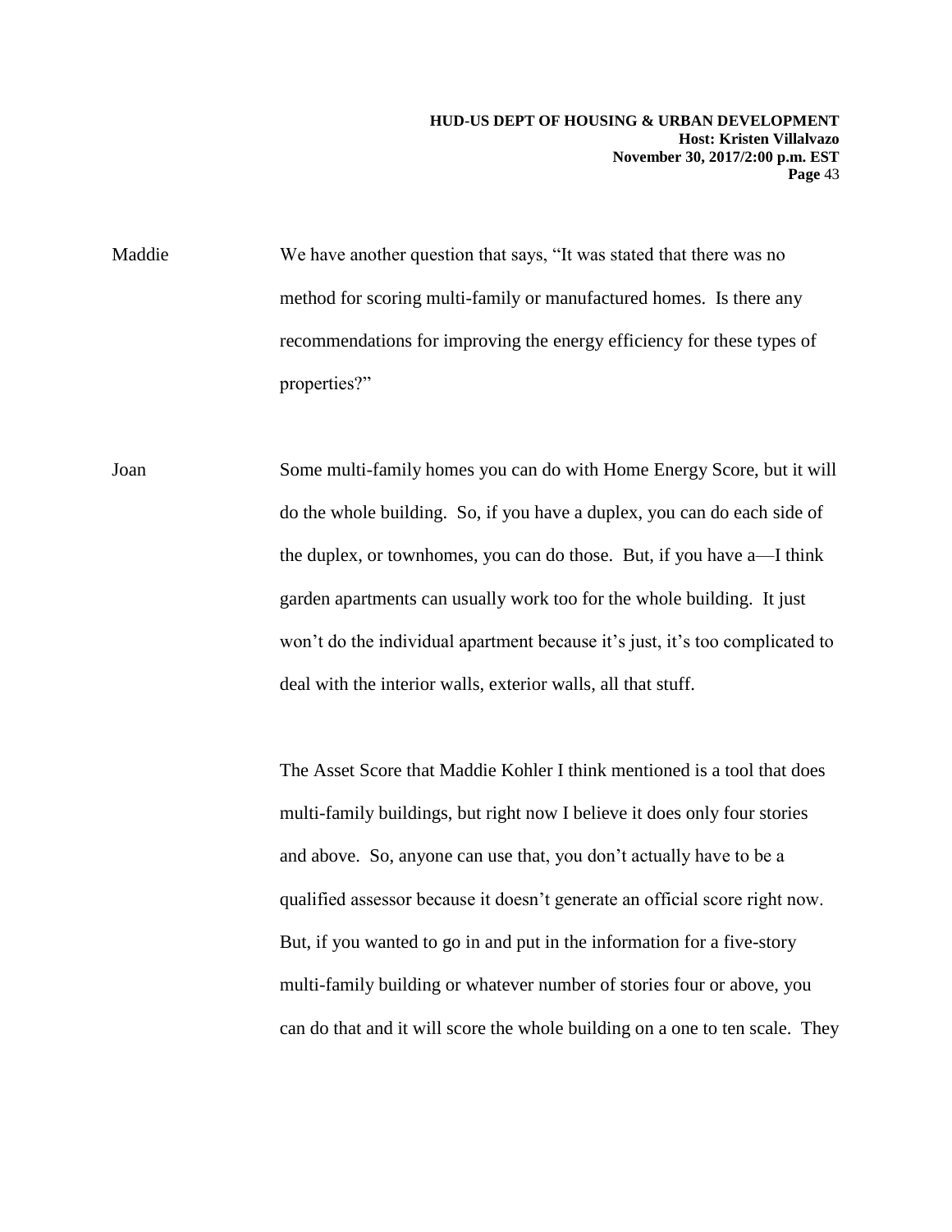Maddie We have another question that says, "It was stated that there was no method for scoring multi-family or manufactured homes. Is there any recommendations for improving the energy efficiency for these types of properties?"

Joan Some multi-family homes you can do with Home Energy Score, but it will do the whole building. So, if you have a duplex, you can do each side of the duplex, or townhomes, you can do those. But, if you have a—I think garden apartments can usually work too for the whole building. It just won't do the individual apartment because it's just, it's too complicated to deal with the interior walls, exterior walls, all that stuff.

The Asset Score that Maddie Kohler I think mentioned is a tool that does multi-family buildings, but right now I believe it does only four stories and above. So, anyone can use that, you don't actually have to be a qualified assessor because it doesn't generate an official score right now. But, if you wanted to go in and put in the information for a five-story multi-family building or whatever number of stories four or above, you can do that and it will score the whole building on a one to ten scale. They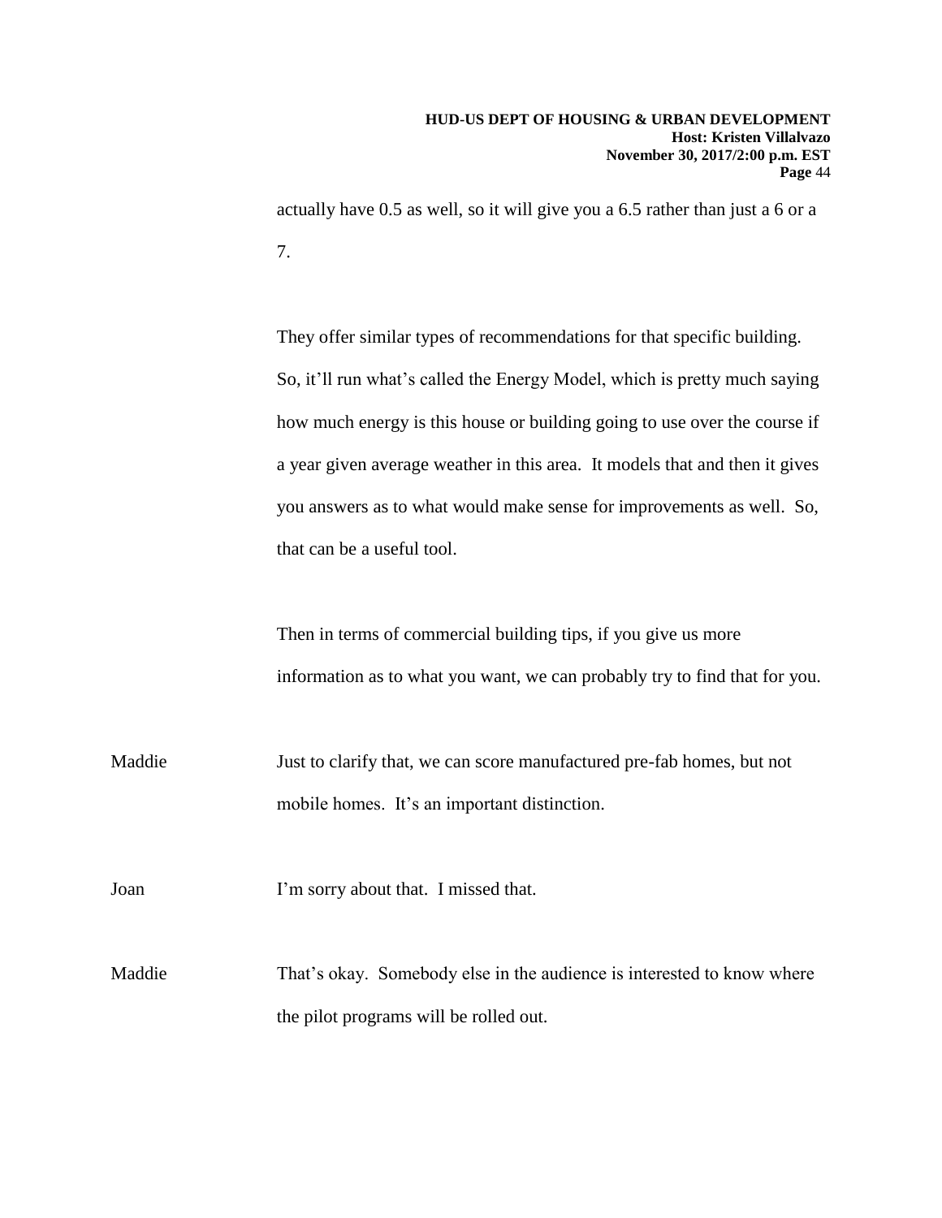actually have 0.5 as well, so it will give you a 6.5 rather than just a 6 or a 7.

They offer similar types of recommendations for that specific building. So, it'll run what's called the Energy Model, which is pretty much saying how much energy is this house or building going to use over the course if a year given average weather in this area. It models that and then it gives you answers as to what would make sense for improvements as well. So, that can be a useful tool.

Then in terms of commercial building tips, if you give us more information as to what you want, we can probably try to find that for you.

Maddie Just to clarify that, we can score manufactured pre-fab homes, but not mobile homes. It's an important distinction.

Joan I'm sorry about that. I missed that.

Maddie That's okay. Somebody else in the audience is interested to know where the pilot programs will be rolled out.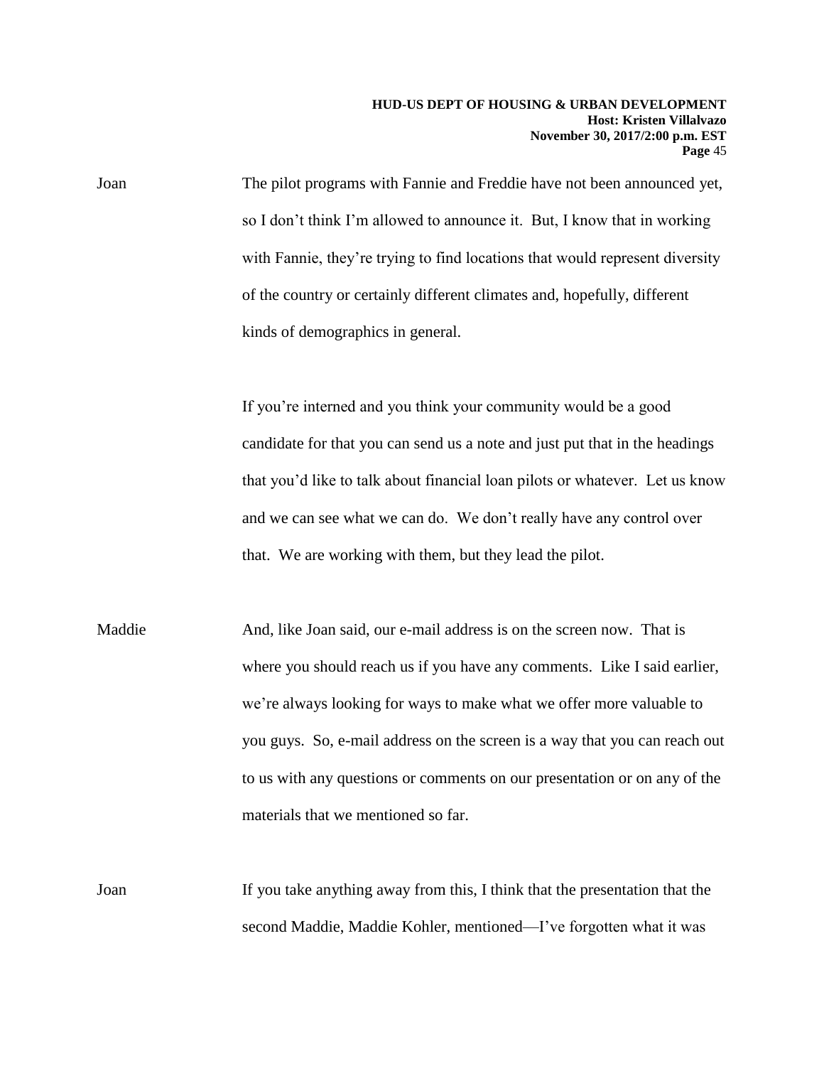Joan The pilot programs with Fannie and Freddie have not been announced yet, so I don't think I'm allowed to announce it. But, I know that in working with Fannie, they're trying to find locations that would represent diversity of the country or certainly different climates and, hopefully, different kinds of demographics in general.

If you're interned and you think your community would be a good candidate for that you can send us a note and just put that in the headings that you'd like to talk about financial loan pilots or whatever. Let us know and we can see what we can do. We don't really have any control over that. We are working with them, but they lead the pilot.

Maddie And, like Joan said, our e-mail address is on the screen now. That is where you should reach us if you have any comments. Like I said earlier, we're always looking for ways to make what we offer more valuable to you guys. So, e-mail address on the screen is a way that you can reach out to us with any questions or comments on our presentation or on any of the materials that we mentioned so far.

Joan If you take anything away from this, I think that the presentation that the second Maddie, Maddie Kohler, mentioned—I've forgotten what it was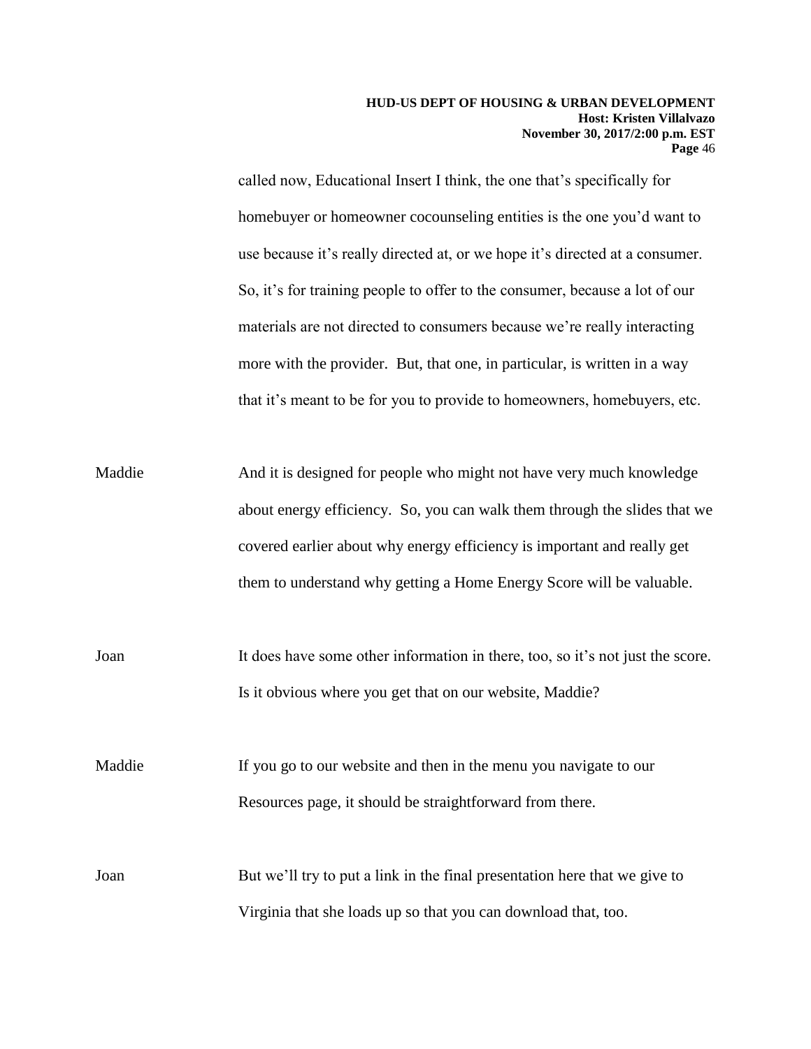called now, Educational Insert I think, the one that's specifically for homebuyer or homeowner cocounseling entities is the one you'd want to use because it's really directed at, or we hope it's directed at a consumer. So, it's for training people to offer to the consumer, because a lot of our materials are not directed to consumers because we're really interacting more with the provider. But, that one, in particular, is written in a way that it's meant to be for you to provide to homeowners, homebuyers, etc.

Maddie And it is designed for people who might not have very much knowledge about energy efficiency. So, you can walk them through the slides that we covered earlier about why energy efficiency is important and really get them to understand why getting a Home Energy Score will be valuable.

Joan It does have some other information in there, too, so it's not just the score. Is it obvious where you get that on our website, Maddie?

Maddie If you go to our website and then in the menu you navigate to our Resources page, it should be straightforward from there.

Joan But we'll try to put a link in the final presentation here that we give to Virginia that she loads up so that you can download that, too.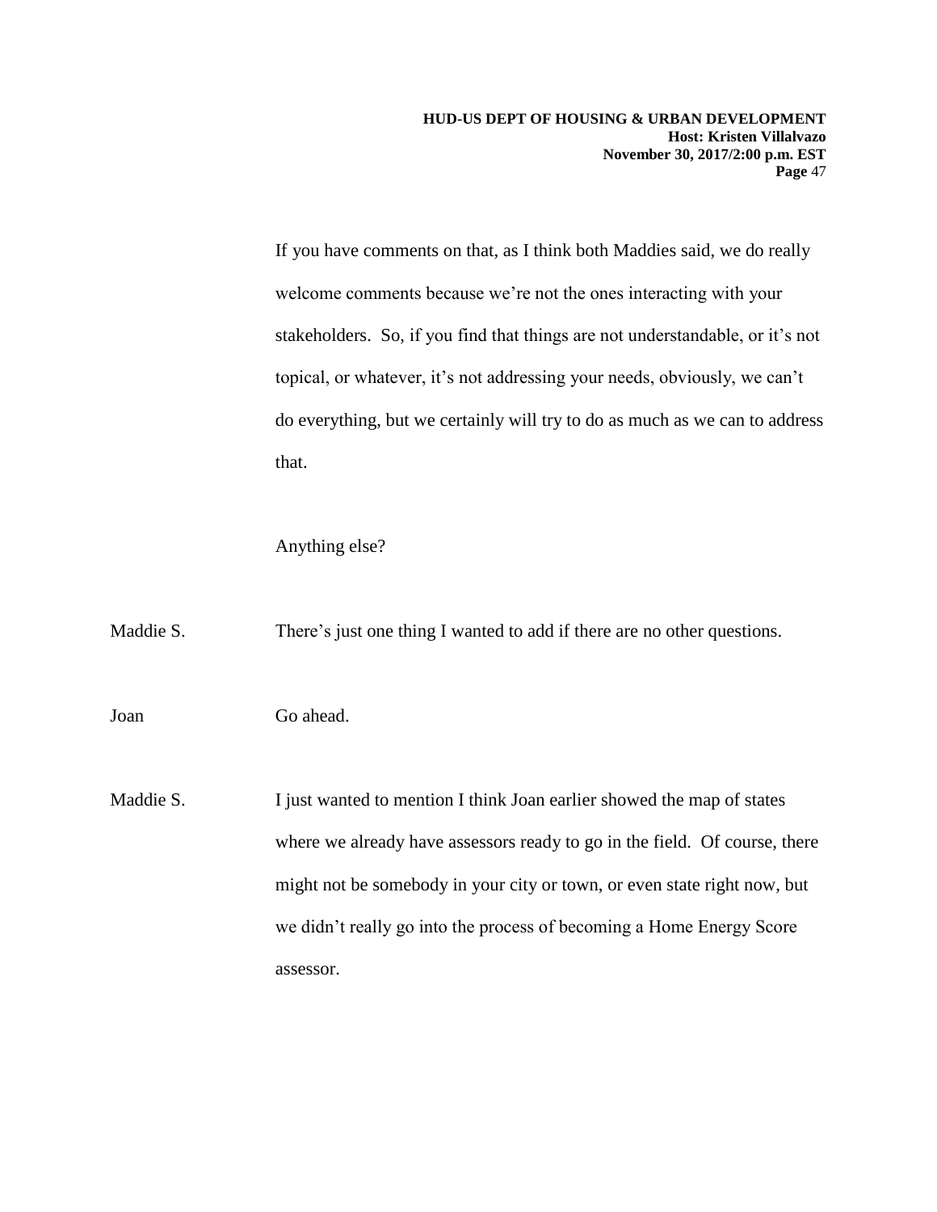If you have comments on that, as I think both Maddies said, we do really welcome comments because we're not the ones interacting with your stakeholders. So, if you find that things are not understandable, or it's not topical, or whatever, it's not addressing your needs, obviously, we can't do everything, but we certainly will try to do as much as we can to address that.

Anything else?

Maddie S. There's just one thing I wanted to add if there are no other questions.

Joan Go ahead.

Maddie S. I just wanted to mention I think Joan earlier showed the map of states where we already have assessors ready to go in the field. Of course, there might not be somebody in your city or town, or even state right now, but we didn't really go into the process of becoming a Home Energy Score assessor.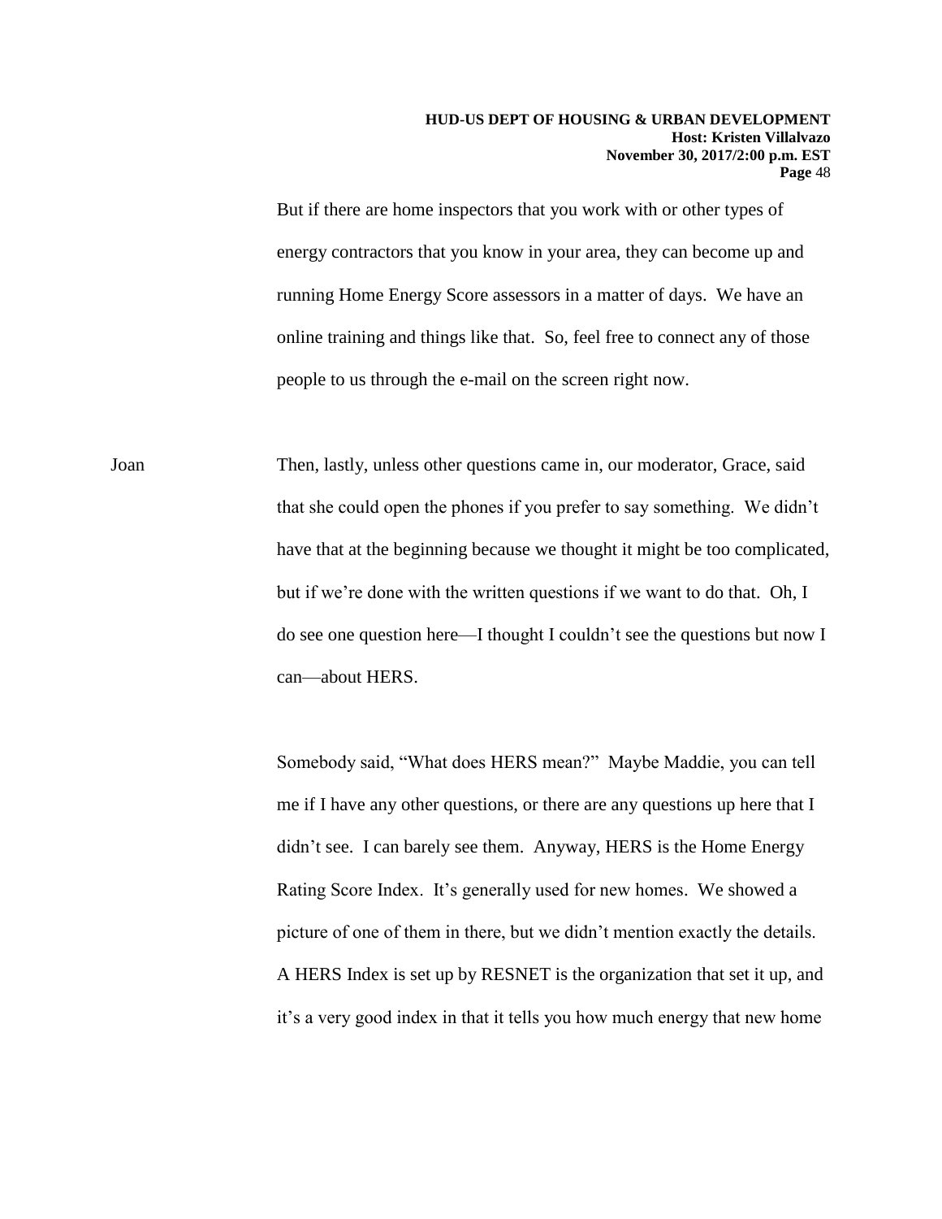But if there are home inspectors that you work with or other types of energy contractors that you know in your area, they can become up and running Home Energy Score assessors in a matter of days. We have an online training and things like that. So, feel free to connect any of those people to us through the e-mail on the screen right now.

Joan Then, lastly, unless other questions came in, our moderator, Grace, said that she could open the phones if you prefer to say something. We didn't have that at the beginning because we thought it might be too complicated, but if we're done with the written questions if we want to do that. Oh, I do see one question here—I thought I couldn't see the questions but now I can—about HERS.

Somebody said, "What does HERS mean?" Maybe Maddie, you can tell me if I have any other questions, or there are any questions up here that I didn't see. I can barely see them. Anyway, HERS is the Home Energy Rating Score Index. It's generally used for new homes. We showed a picture of one of them in there, but we didn't mention exactly the details. A HERS Index is set up by RESNET is the organization that set it up, and it's a very good index in that it tells you how much energy that new home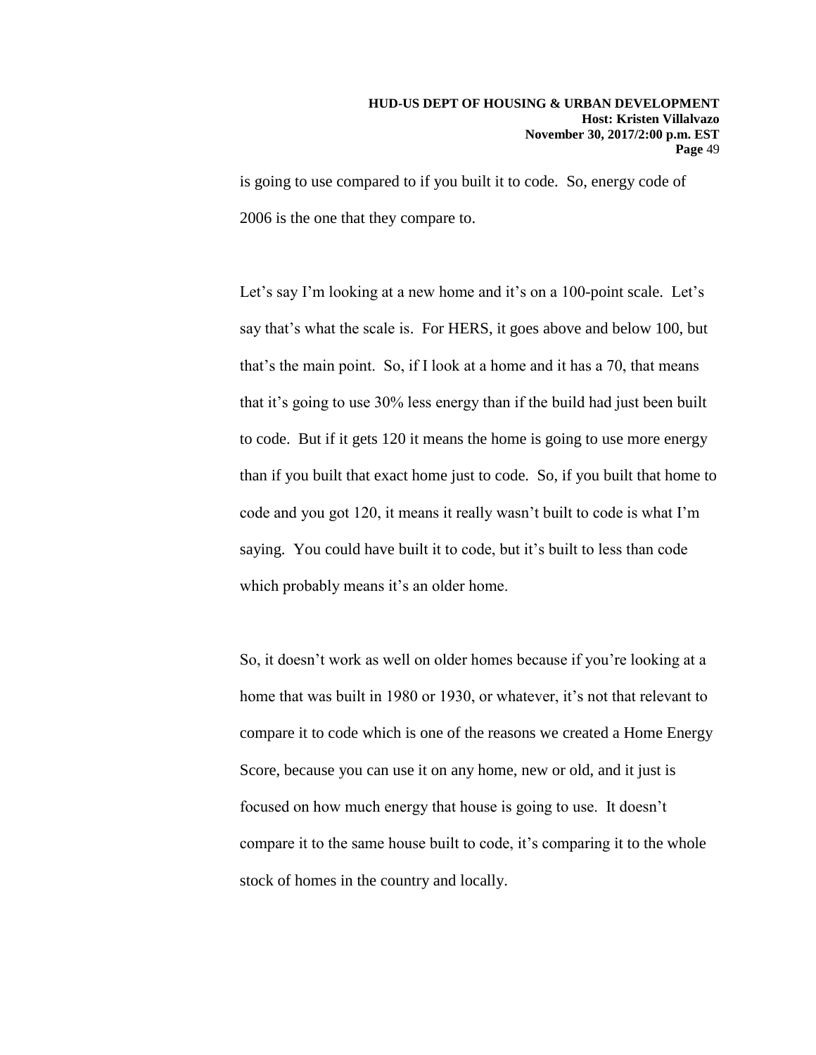is going to use compared to if you built it to code. So, energy code of 2006 is the one that they compare to.

Let's say I'm looking at a new home and it's on a 100-point scale. Let's say that's what the scale is. For HERS, it goes above and below 100, but that's the main point. So, if I look at a home and it has a 70, that means that it's going to use 30% less energy than if the build had just been built to code. But if it gets 120 it means the home is going to use more energy than if you built that exact home just to code. So, if you built that home to code and you got 120, it means it really wasn't built to code is what I'm saying. You could have built it to code, but it's built to less than code which probably means it's an older home.

So, it doesn't work as well on older homes because if you're looking at a home that was built in 1980 or 1930, or whatever, it's not that relevant to compare it to code which is one of the reasons we created a Home Energy Score, because you can use it on any home, new or old, and it just is focused on how much energy that house is going to use. It doesn't compare it to the same house built to code, it's comparing it to the whole stock of homes in the country and locally.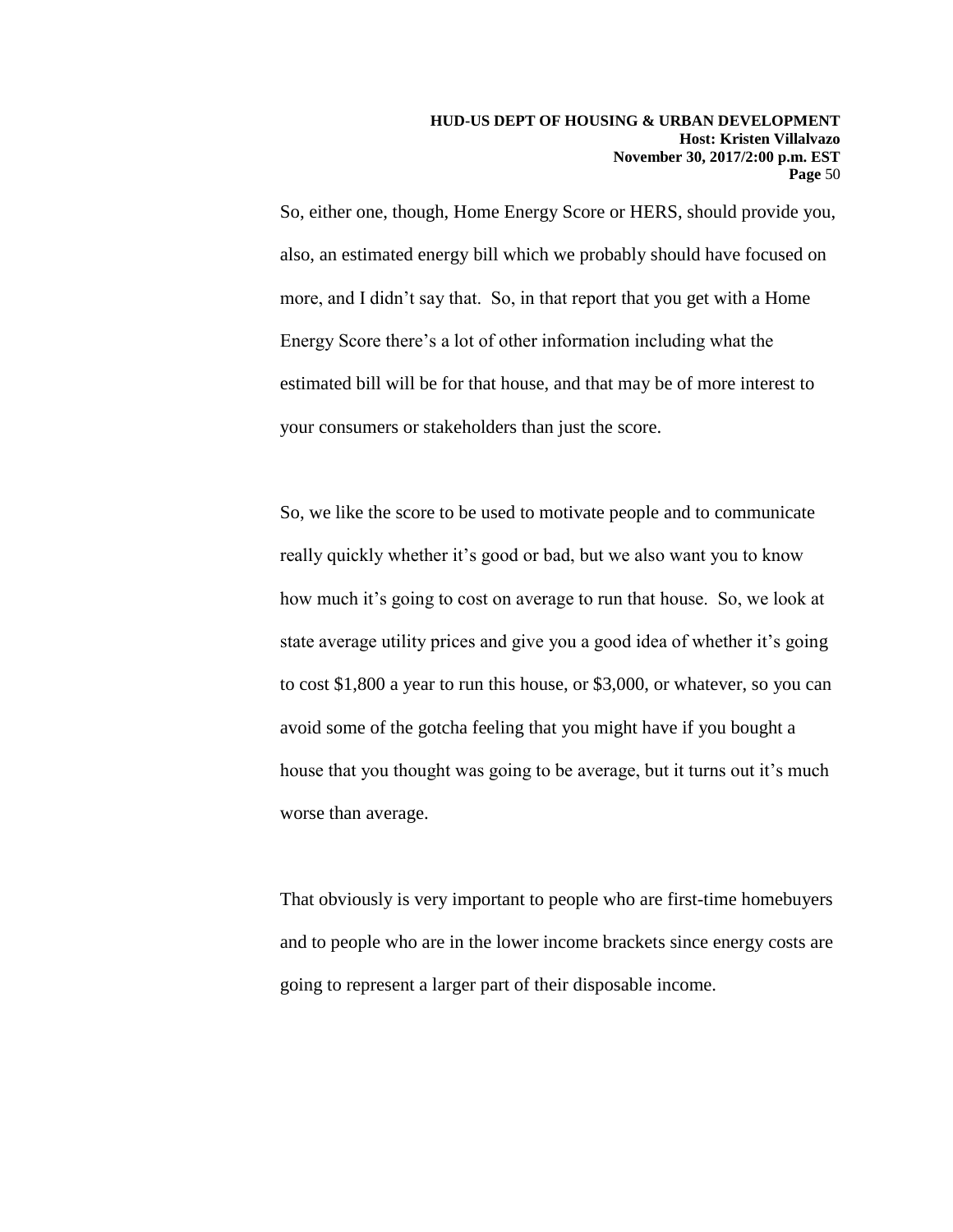So, either one, though, Home Energy Score or HERS, should provide you, also, an estimated energy bill which we probably should have focused on more, and I didn't say that. So, in that report that you get with a Home Energy Score there's a lot of other information including what the estimated bill will be for that house, and that may be of more interest to your consumers or stakeholders than just the score.

So, we like the score to be used to motivate people and to communicate really quickly whether it's good or bad, but we also want you to know how much it's going to cost on average to run that house. So, we look at state average utility prices and give you a good idea of whether it's going to cost $1,800 a year to run this house, or $3,000, or whatever, so you can avoid some of the gotcha feeling that you might have if you bought a house that you thought was going to be average, but it turns out it's much worse than average.

That obviously is very important to people who are first-time homebuyers and to people who are in the lower income brackets since energy costs are going to represent a larger part of their disposable income.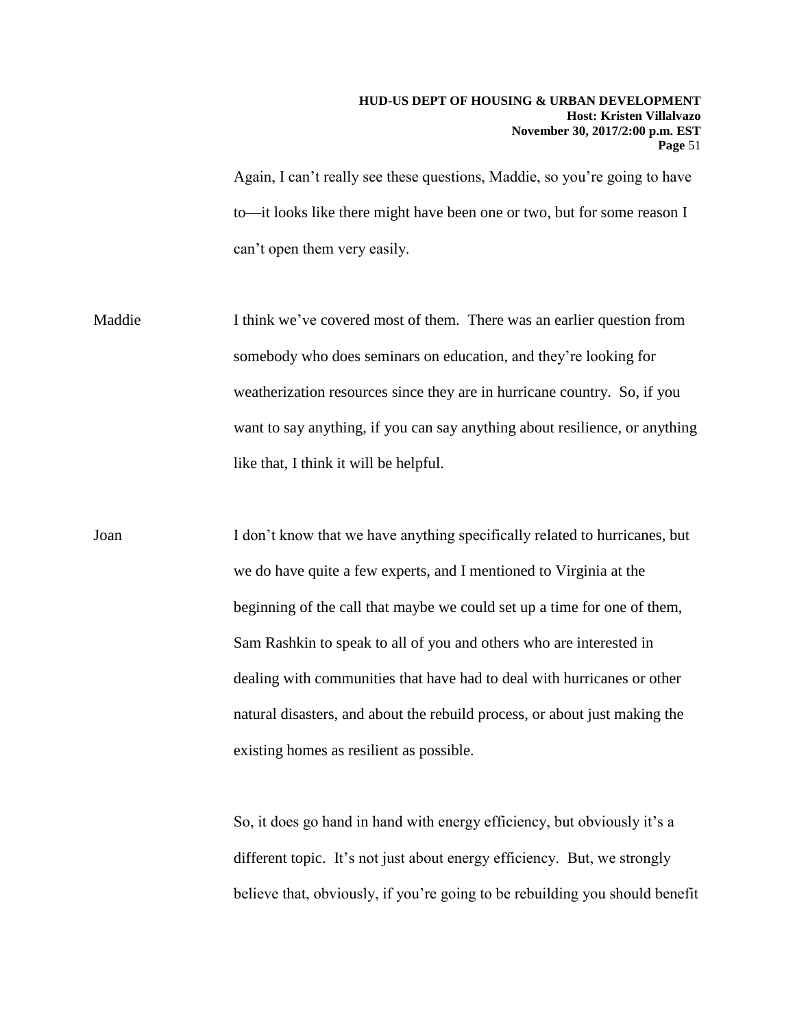Again, I can't really see these questions, Maddie, so you're going to have to—it looks like there might have been one or two, but for some reason I can't open them very easily.

Maddie I think we've covered most of them. There was an earlier question from somebody who does seminars on education, and they're looking for weatherization resources since they are in hurricane country. So, if you want to say anything, if you can say anything about resilience, or anything like that, I think it will be helpful.

Joan I don't know that we have anything specifically related to hurricanes, but we do have quite a few experts, and I mentioned to Virginia at the beginning of the call that maybe we could set up a time for one of them, Sam Rashkin to speak to all of you and others who are interested in dealing with communities that have had to deal with hurricanes or other natural disasters, and about the rebuild process, or about just making the existing homes as resilient as possible.

So, it does go hand in hand with energy efficiency, but obviously it's a different topic. It's not just about energy efficiency. But, we strongly believe that, obviously, if you're going to be rebuilding you should benefit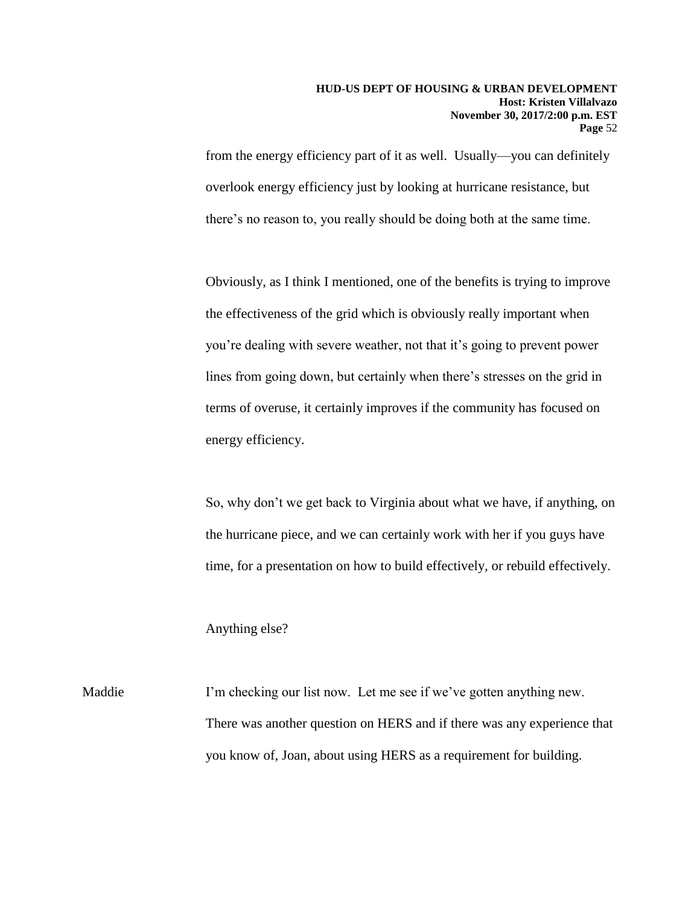from the energy efficiency part of it as well. Usually—you can definitely overlook energy efficiency just by looking at hurricane resistance, but there's no reason to, you really should be doing both at the same time.

Obviously, as I think I mentioned, one of the benefits is trying to improve the effectiveness of the grid which is obviously really important when you're dealing with severe weather, not that it's going to prevent power lines from going down, but certainly when there's stresses on the grid in terms of overuse, it certainly improves if the community has focused on energy efficiency.

So, why don't we get back to Virginia about what we have, if anything, on the hurricane piece, and we can certainly work with her if you guys have time, for a presentation on how to build effectively, or rebuild effectively.

Anything else?

Maddie I'm checking our list now. Let me see if we've gotten anything new. There was another question on HERS and if there was any experience that you know of, Joan, about using HERS as a requirement for building.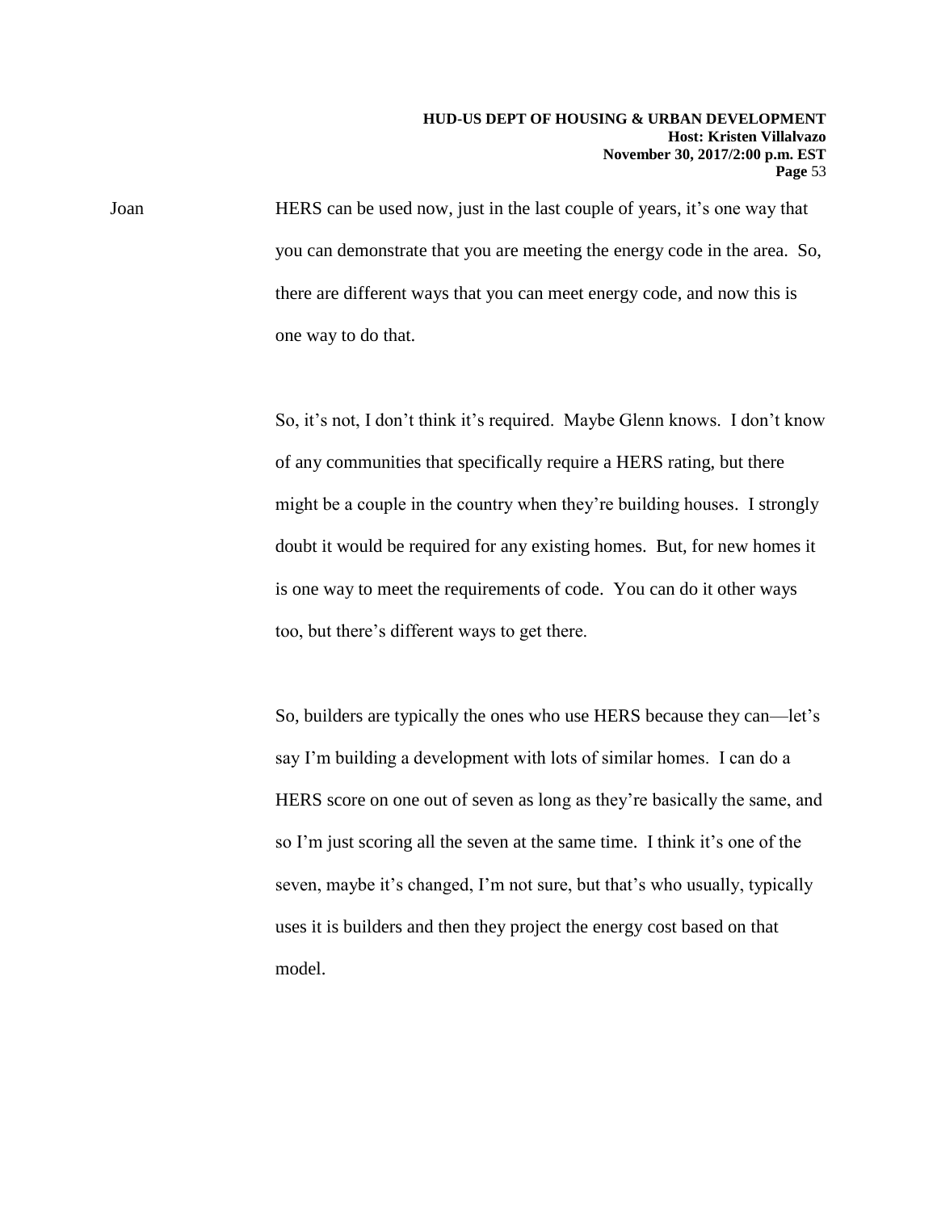Joan HERS can be used now, just in the last couple of years, it's one way that you can demonstrate that you are meeting the energy code in the area. So, there are different ways that you can meet energy code, and now this is one way to do that.

So, it's not, I don't think it's required. Maybe Glenn knows. I don't know of any communities that specifically require a HERS rating, but there might be a couple in the country when they're building houses. I strongly doubt it would be required for any existing homes. But, for new homes it is one way to meet the requirements of code. You can do it other ways too, but there's different ways to get there.

So, builders are typically the ones who use HERS because they can—let's say I'm building a development with lots of similar homes. I can do a HERS score on one out of seven as long as they're basically the same, and so I'm just scoring all the seven at the same time. I think it's one of the seven, maybe it's changed, I'm not sure, but that's who usually, typically uses it is builders and then they project the energy cost based on that model.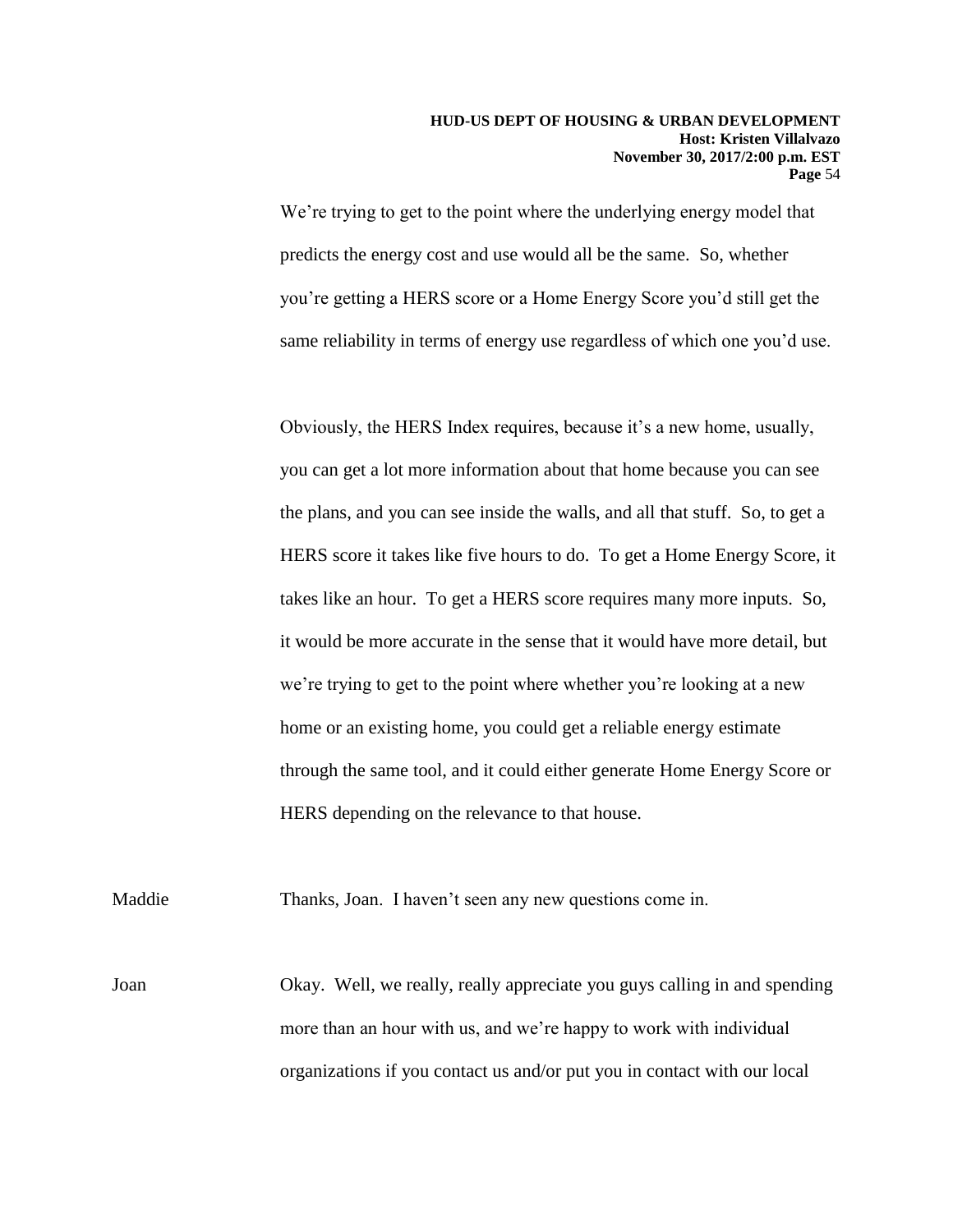We're trying to get to the point where the underlying energy model that predicts the energy cost and use would all be the same. So, whether you're getting a HERS score or a Home Energy Score you'd still get the same reliability in terms of energy use regardless of which one you'd use.

Obviously, the HERS Index requires, because it's a new home, usually, you can get a lot more information about that home because you can see the plans, and you can see inside the walls, and all that stuff. So, to get a HERS score it takes like five hours to do. To get a Home Energy Score, it takes like an hour. To get a HERS score requires many more inputs. So, it would be more accurate in the sense that it would have more detail, but we're trying to get to the point where whether you're looking at a new home or an existing home, you could get a reliable energy estimate through the same tool, and it could either generate Home Energy Score or HERS depending on the relevance to that house.

Maddie: Thanks, Joan. I haven't seen any new questions come in.

Joan: Okay. Well, we really, really appreciate you guys calling in and spending more than an hour with us, and we're happy to work with individual organizations if you contact us and/or put you in contact with our local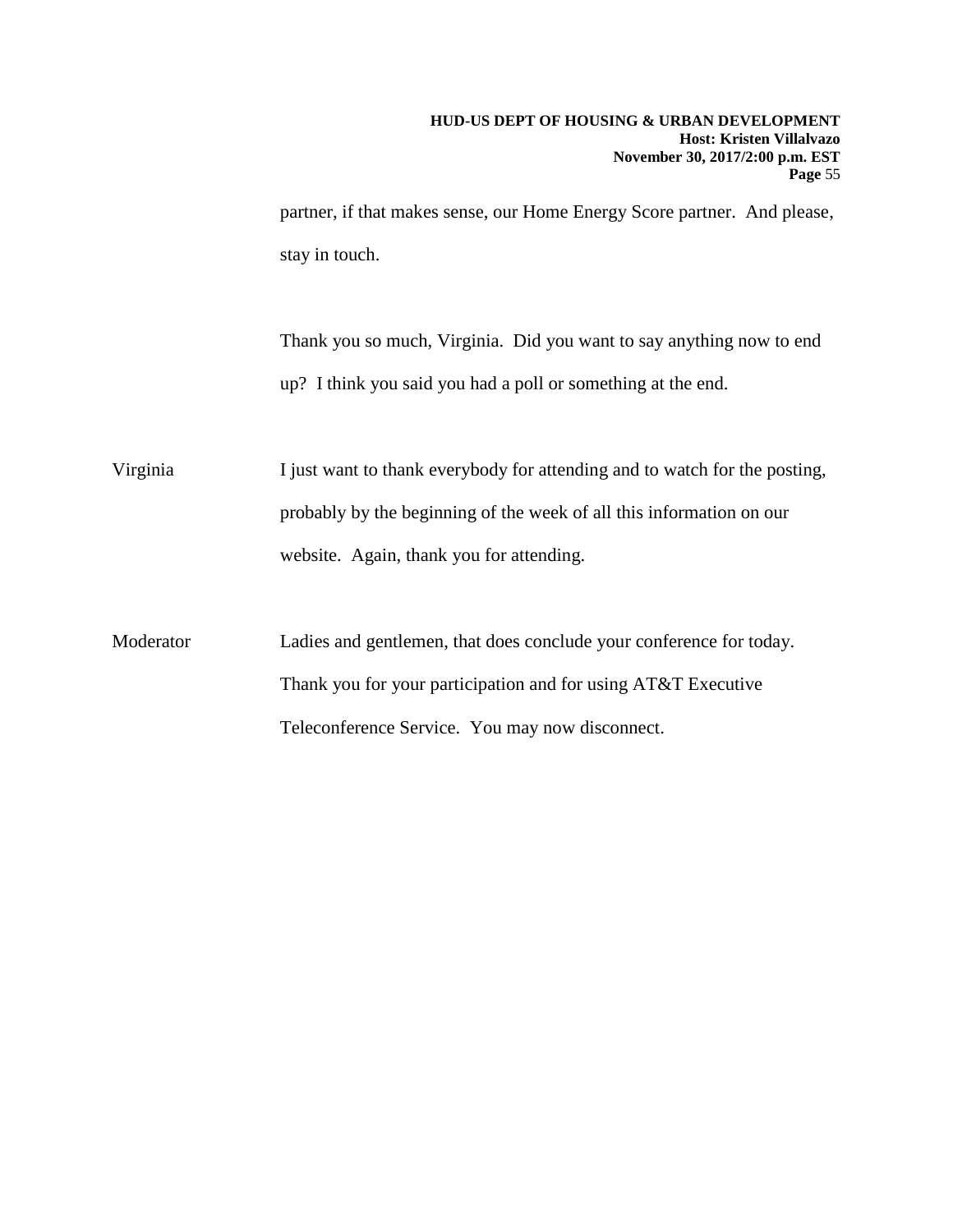partner, if that makes sense, our Home Energy Score partner. And please, stay in touch.

Thank you so much, Virginia. Did you want to say anything now to end up? I think you said you had a poll or something at the end.

Virginia I just want to thank everybody for attending and to watch for the posting, probably by the beginning of the week of all this information on our website. Again, thank you for attending.

Moderator Ladies and gentlemen, that does conclude your conference for today. Thank you for your participation and for using AT&T Executive Teleconference Service. You may now disconnect.